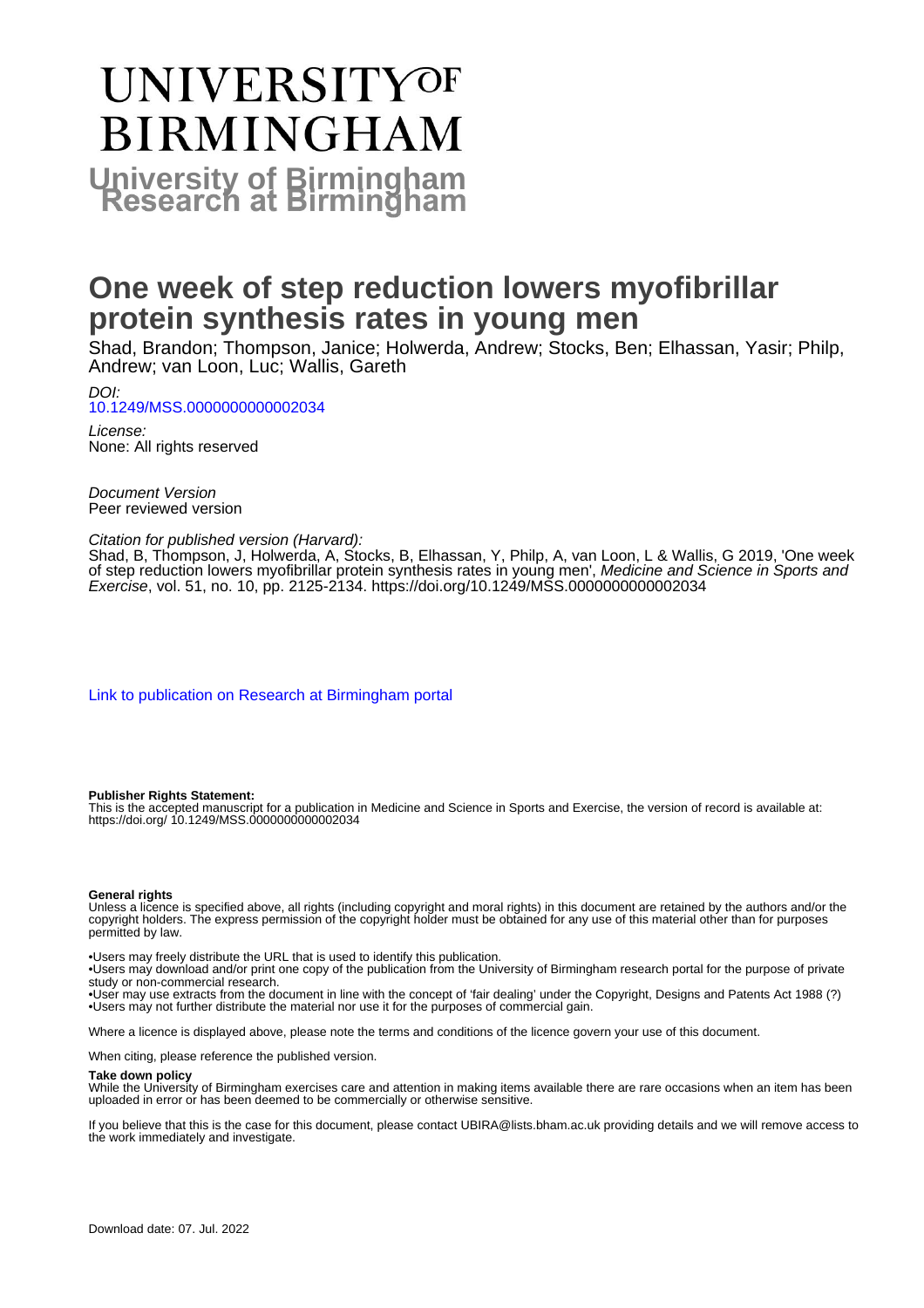# UNIVERSITY OF BIRMINGHAM

**University of Birmingham Research at Birmingham**

# One week of step reduction lowers myofibrillar protein synthesis rates in young men

Shad, Brandon; Thompson, Janice; Holwerda, Andrew; Stocks, Ben; Elhassan, Yasir; Philp, Andrew; van Loon, Luc; Wallis, Gareth

*DOI:*
10.1249/MSS.0000000000002034

*License:*
None: All rights reserved

*Document Version*
Peer reviewed version

*Citation for published version (Harvard):*
Shad, B, Thompson, J, Holwerda, A, Stocks, B, Elhassan, Y, Philp, A, van Loon, L & Wallis, G 2019, 'One week of step reduction lowers myofibrillar protein synthesis rates in young men', *Medicine and Science in Sports and Exercise*, vol. 51, no. 10, pp. 2125-2134. https://doi.org/10.1249/MSS.0000000000002034

Link to publication on Research at Birmingham portal

**Publisher Rights Statement:**
This is the accepted manuscript for a publication in Medicine and Science in Sports and Exercise, the version of record is available at: https://doi.org/ 10.1249/MSS.0000000000002034

**General rights**
Unless a licence is specified above, all rights (including copyright and moral rights) in this document are retained by the authors and/or the copyright holders. The express permission of the copyright holder must be obtained for any use of this material other than for purposes permitted by law.

•Users may freely distribute the URL that is used to identify this publication.
•Users may download and/or print one copy of the publication from the University of Birmingham research portal for the purpose of private study or non-commercial research.
•User may use extracts from the document in line with the concept of 'fair dealing' under the Copyright, Designs and Patents Act 1988 (?)
•Users may not further distribute the material nor use it for the purposes of commercial gain.

Where a licence is displayed above, please note the terms and conditions of the licence govern your use of this document.

When citing, please reference the published version.

**Take down policy**
While the University of Birmingham exercises care and attention in making items available there are rare occasions when an item has been uploaded in error or has been deemed to be commercially or otherwise sensitive.

If you believe that this is the case for this document, please contact UBIRA@lists.bham.ac.uk providing details and we will remove access to the work immediately and investigate.

Download date: 07. Jul. 2022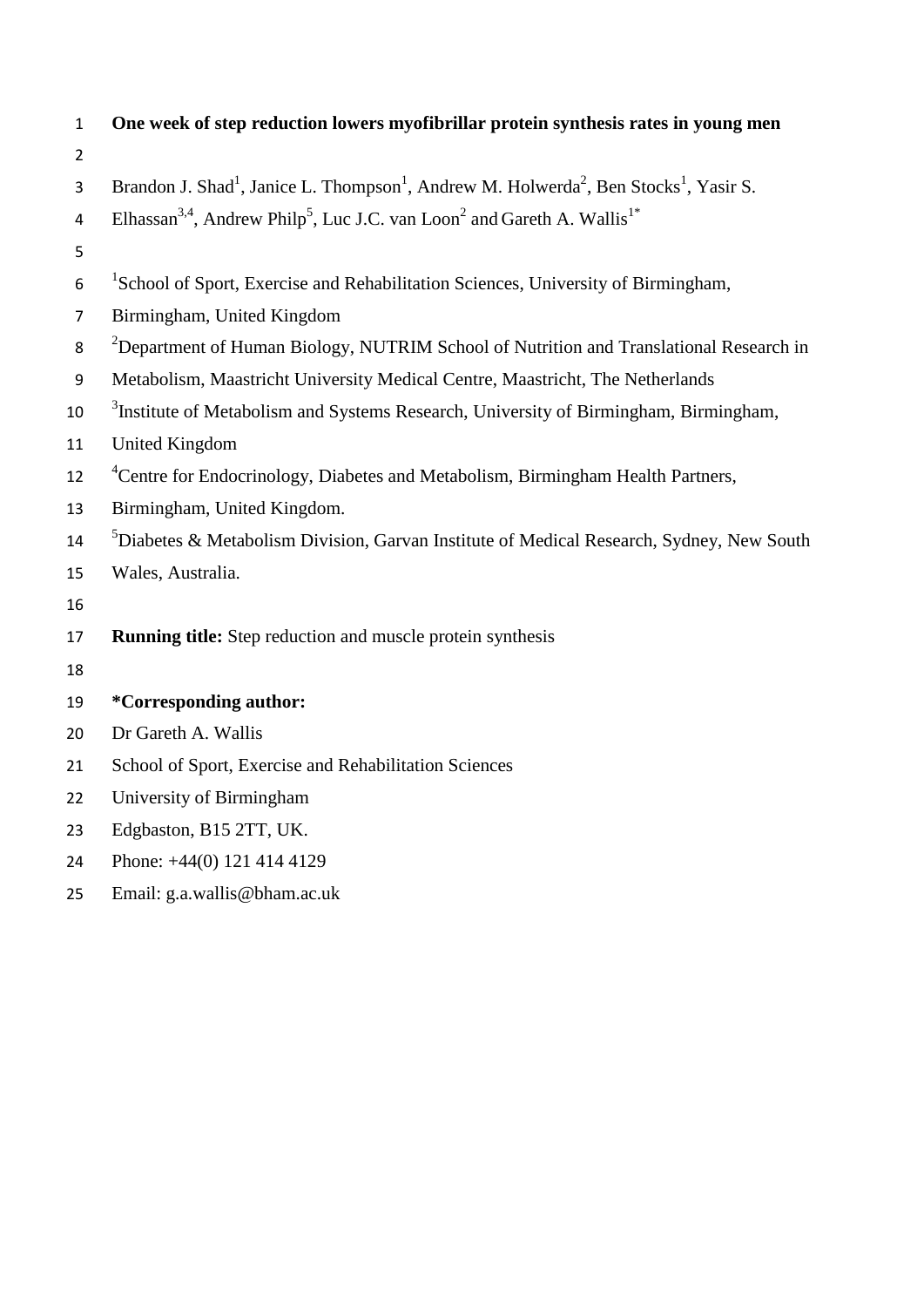# One week of step reduction lowers myofibrillar protein synthesis rates in young men

Brandon J. Shad[1], Janice L. Thompson[1], Andrew M. Holwerda[2], Ben Stocks[1], Yasir S. Elhassan[3,4], Andrew Philp[5], Luc J.C. van Loon[2] and Gareth A. Wallis[1*]

[1]School of Sport, Exercise and Rehabilitation Sciences, University of Birmingham, Birmingham, United Kingdom

[2]Department of Human Biology, NUTRIM School of Nutrition and Translational Research in Metabolism, Maastricht University Medical Centre, Maastricht, The Netherlands

[3]Institute of Metabolism and Systems Research, University of Birmingham, Birmingham, United Kingdom

[4]Centre for Endocrinology, Diabetes and Metabolism, Birmingham Health Partners, Birmingham, United Kingdom.

[5]Diabetes & Metabolism Division, Garvan Institute of Medical Research, Sydney, New South Wales, Australia.

**Running title:** Step reduction and muscle protein synthesis

**\*Corresponding author:**

Dr Gareth A. Wallis

School of Sport, Exercise and Rehabilitation Sciences

University of Birmingham

Edgbaston, B15 2TT, UK.

Phone: +44(0) 121 414 4129

Email: g.a.wallis@bham.ac.uk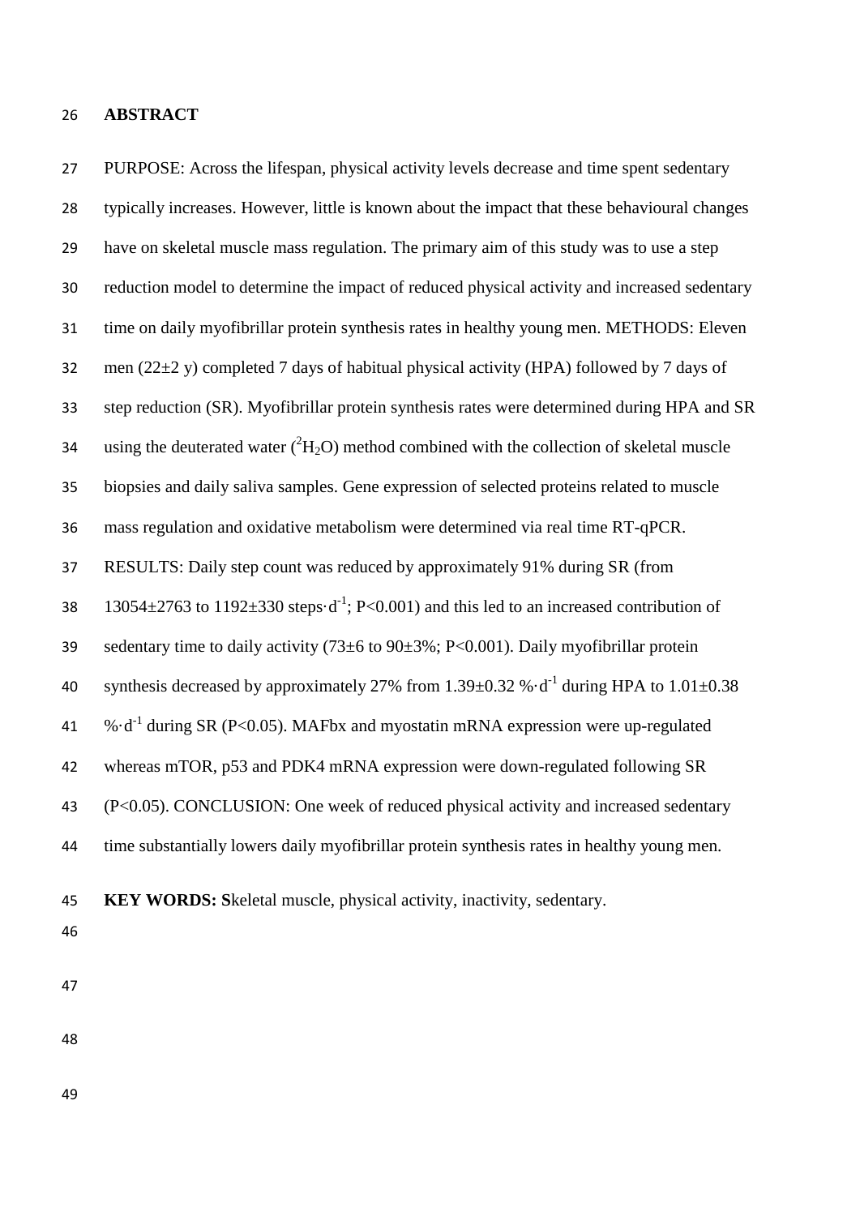## ABSTRACT

PURPOSE: Across the lifespan, physical activity levels decrease and time spent sedentary typically increases. However, little is known about the impact that these behavioural changes have on skeletal muscle mass regulation. The primary aim of this study was to use a step reduction model to determine the impact of reduced physical activity and increased sedentary time on daily myofibrillar protein synthesis rates in healthy young men. METHODS: Eleven men (22±2 y) completed 7 days of habitual physical activity (HPA) followed by 7 days of step reduction (SR). Myofibrillar protein synthesis rates were determined during HPA and SR using the deuterated water ($^2H_2O$) method combined with the collection of skeletal muscle biopsies and daily saliva samples. Gene expression of selected proteins related to muscle mass regulation and oxidative metabolism were determined via real time RT-qPCR. RESULTS: Daily step count was reduced by approximately 91% during SR (from 13054±2763 to 1192±330 steps·d$^{-1}$; $P<0.001$) and this led to an increased contribution of sedentary time to daily activity (73±6 to 90±3%; $P<0.001$). Daily myofibrillar protein synthesis decreased by approximately 27% from 1.39±0.32 %·d$^{-1}$ during HPA to 1.01±0.38 %·d$^{-1}$ during SR ($P<0.05$). MAFbx and myostatin mRNA expression were up-regulated whereas mTOR, p53 and PDK4 mRNA expression were down-regulated following SR ($P<0.05$). CONCLUSION: One week of reduced physical activity and increased sedentary time substantially lowers daily myofibrillar protein synthesis rates in healthy young men.

**KEY WORDS: S**keletal muscle, physical activity, inactivity, sedentary.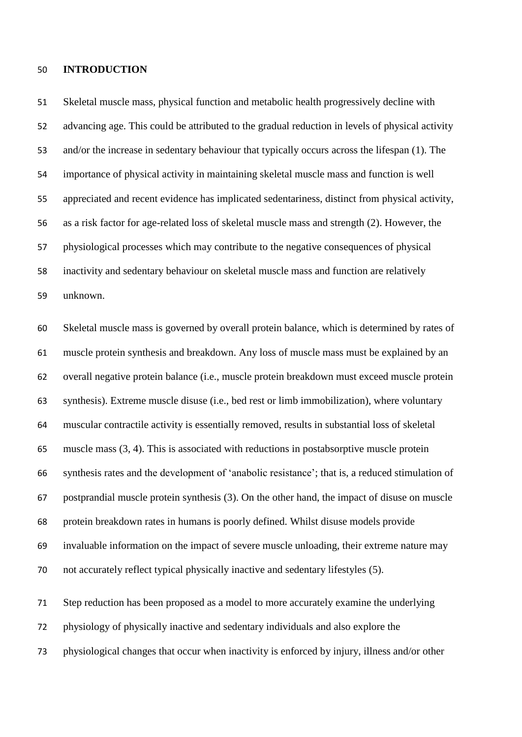# INTRODUCTION

Skeletal muscle mass, physical function and metabolic health progressively decline with advancing age. This could be attributed to the gradual reduction in levels of physical activity and/or the increase in sedentary behaviour that typically occurs across the lifespan (1). The importance of physical activity in maintaining skeletal muscle mass and function is well appreciated and recent evidence has implicated sedentariness, distinct from physical activity, as a risk factor for age-related loss of skeletal muscle mass and strength (2). However, the physiological processes which may contribute to the negative consequences of physical inactivity and sedentary behaviour on skeletal muscle mass and function are relatively unknown.

Skeletal muscle mass is governed by overall protein balance, which is determined by rates of muscle protein synthesis and breakdown. Any loss of muscle mass must be explained by an overall negative protein balance (i.e., muscle protein breakdown must exceed muscle protein synthesis). Extreme muscle disuse (i.e., bed rest or limb immobilization), where voluntary muscular contractile activity is essentially removed, results in substantial loss of skeletal muscle mass (3, 4). This is associated with reductions in postabsorptive muscle protein synthesis rates and the development of 'anabolic resistance'; that is, a reduced stimulation of postprandial muscle protein synthesis (3). On the other hand, the impact of disuse on muscle protein breakdown rates in humans is poorly defined. Whilst disuse models provide invaluable information on the impact of severe muscle unloading, their extreme nature may not accurately reflect typical physically inactive and sedentary lifestyles (5).

Step reduction has been proposed as a model to more accurately examine the underlying physiology of physically inactive and sedentary individuals and also explore the physiological changes that occur when inactivity is enforced by injury, illness and/or other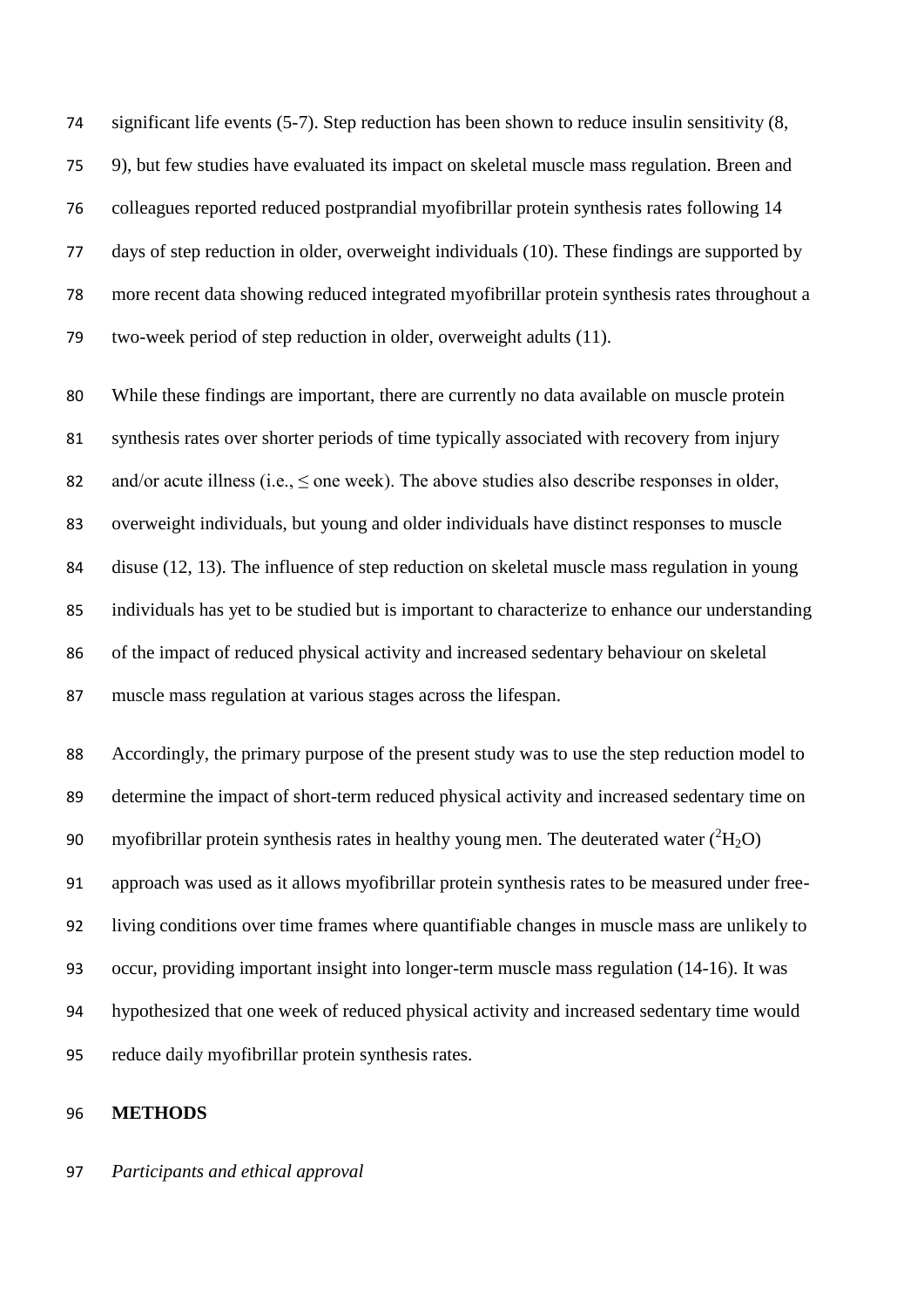significant life events (5-7). Step reduction has been shown to reduce insulin sensitivity (8, 9), but few studies have evaluated its impact on skeletal muscle mass regulation. Breen and colleagues reported reduced postprandial myofibrillar protein synthesis rates following 14 days of step reduction in older, overweight individuals (10). These findings are supported by more recent data showing reduced integrated myofibrillar protein synthesis rates throughout a two-week period of step reduction in older, overweight adults (11).

While these findings are important, there are currently no data available on muscle protein synthesis rates over shorter periods of time typically associated with recovery from injury and/or acute illness (i.e., ≤ one week). The above studies also describe responses in older, overweight individuals, but young and older individuals have distinct responses to muscle disuse (12, 13). The influence of step reduction on skeletal muscle mass regulation in young individuals has yet to be studied but is important to characterize to enhance our understanding of the impact of reduced physical activity and increased sedentary behaviour on skeletal muscle mass regulation at various stages across the lifespan.

Accordingly, the primary purpose of the present study was to use the step reduction model to determine the impact of short-term reduced physical activity and increased sedentary time on myofibrillar protein synthesis rates in healthy young men. The deuterated water ($^2H_2O$) approach was used as it allows myofibrillar protein synthesis rates to be measured under free-living conditions over time frames where quantifiable changes in muscle mass are unlikely to occur, providing important insight into longer-term muscle mass regulation (14-16). It was hypothesized that one week of reduced physical activity and increased sedentary time would reduce daily myofibrillar protein synthesis rates.

## METHODS

*Participants and ethical approval*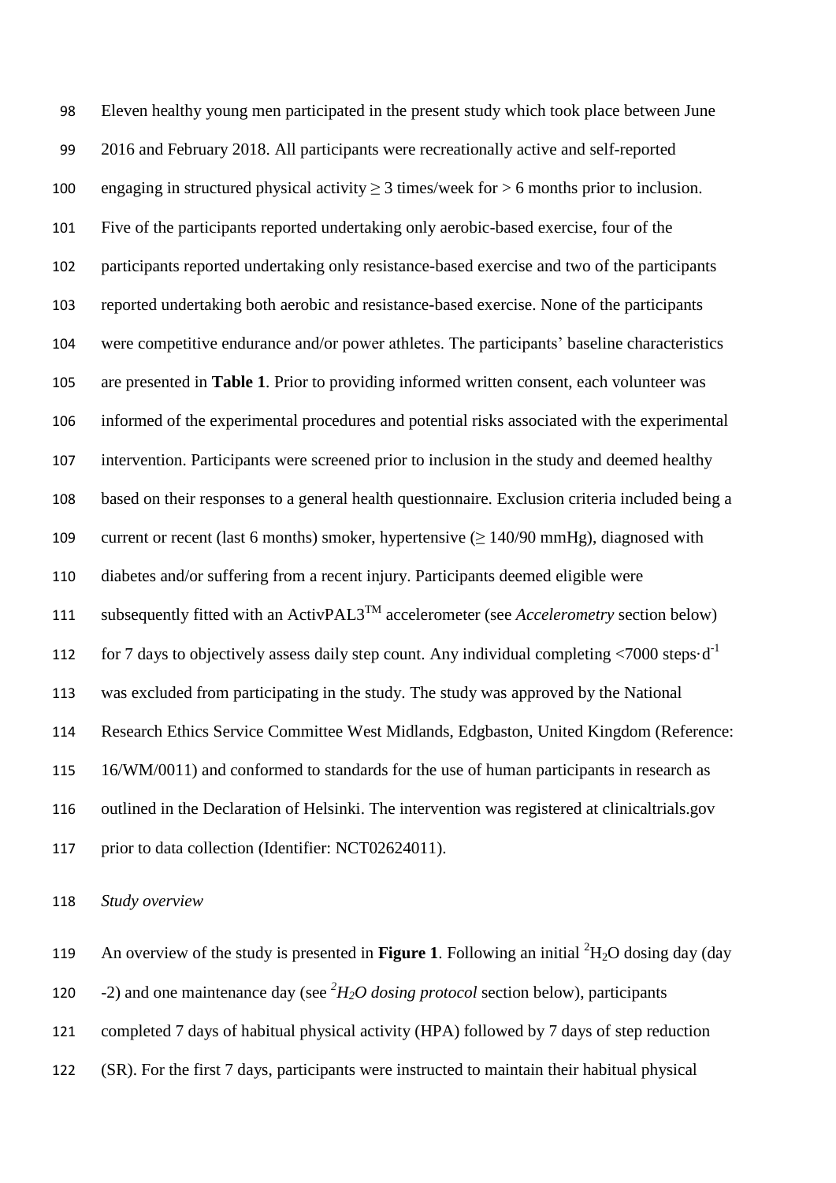Eleven healthy young men participated in the present study which took place between June 2016 and February 2018. All participants were recreationally active and self-reported engaging in structured physical activity ≥ 3 times/week for > 6 months prior to inclusion. Five of the participants reported undertaking only aerobic-based exercise, four of the participants reported undertaking only resistance-based exercise and two of the participants reported undertaking both aerobic and resistance-based exercise. None of the participants were competitive endurance and/or power athletes. The participants' baseline characteristics are presented in **Table 1**. Prior to providing informed written consent, each volunteer was informed of the experimental procedures and potential risks associated with the experimental intervention. Participants were screened prior to inclusion in the study and deemed healthy based on their responses to a general health questionnaire. Exclusion criteria included being a current or recent (last 6 months) smoker, hypertensive (≥ 140/90 mmHg), diagnosed with diabetes and/or suffering from a recent injury. Participants deemed eligible were subsequently fitted with an ActivPAL3$^{TM}$ accelerometer (see *Accelerometry* section below) for 7 days to objectively assess daily step count. Any individual completing <7000 steps·$d^{-1}$ was excluded from participating in the study. The study was approved by the National Research Ethics Service Committee West Midlands, Edgbaston, United Kingdom (Reference: 16/WM/0011) and conformed to standards for the use of human participants in research as outlined in the Declaration of Helsinki. The intervention was registered at clinicaltrials.gov prior to data collection (Identifier: NCT02624011).

*Study overview*

An overview of the study is presented in **Figure 1**. Following an initial $^2H_2O$ dosing day (day -2) and one maintenance day (see *$^2H_2O$ dosing protocol* section below), participants completed 7 days of habitual physical activity (HPA) followed by 7 days of step reduction (SR). For the first 7 days, participants were instructed to maintain their habitual physical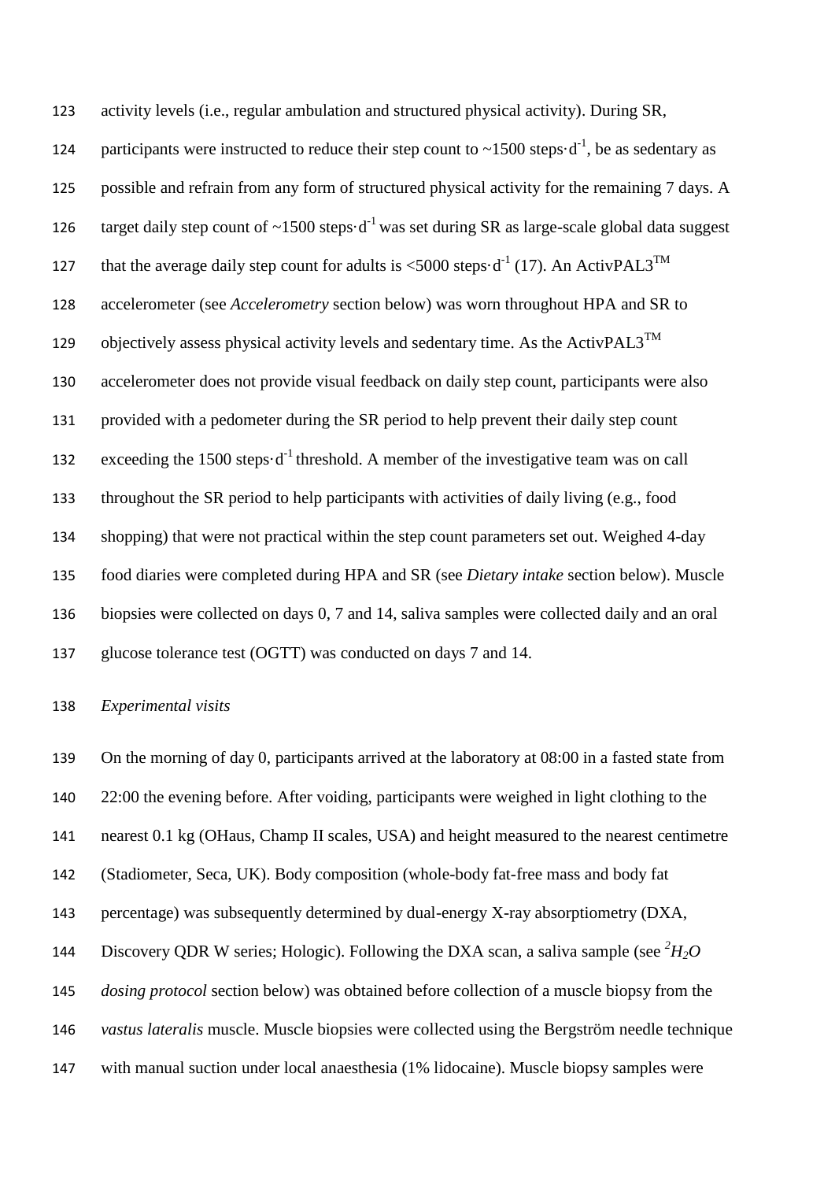activity levels (i.e., regular ambulation and structured physical activity). During SR, participants were instructed to reduce their step count to ~1500 steps·$d^{-1}$, be as sedentary as possible and refrain from any form of structured physical activity for the remaining 7 days. A target daily step count of ~1500 steps·$d^{-1}$ was set during SR as large-scale global data suggest that the average daily step count for adults is <5000 steps·$d^{-1}$ (17). An ActivPAL3™ accelerometer (see *Accelerometry* section below) was worn throughout HPA and SR to objectively assess physical activity levels and sedentary time. As the ActivPAL3™ accelerometer does not provide visual feedback on daily step count, participants were also provided with a pedometer during the SR period to help prevent their daily step count exceeding the 1500 steps·$d^{-1}$ threshold. A member of the investigative team was on call throughout the SR period to help participants with activities of daily living (e.g., food shopping) that were not practical within the step count parameters set out. Weighed 4-day food diaries were completed during HPA and SR (see *Dietary intake* section below). Muscle biopsies were collected on days 0, 7 and 14, saliva samples were collected daily and an oral glucose tolerance test (OGTT) was conducted on days 7 and 14.

*Experimental visits*

On the morning of day 0, participants arrived at the laboratory at 08:00 in a fasted state from 22:00 the evening before. After voiding, participants were weighed in light clothing to the nearest 0.1 kg (OHaus, Champ II scales, USA) and height measured to the nearest centimetre (Stadiometer, Seca, UK). Body composition (whole-body fat-free mass and body fat percentage) was subsequently determined by dual-energy X-ray absorptiometry (DXA, Discovery QDR W series; Hologic). Following the DXA scan, a saliva sample (see *$^2H_2O$ dosing protocol* section below) was obtained before collection of a muscle biopsy from the *vastus lateralis* muscle. Muscle biopsies were collected using the Bergström needle technique with manual suction under local anaesthesia (1% lidocaine). Muscle biopsy samples were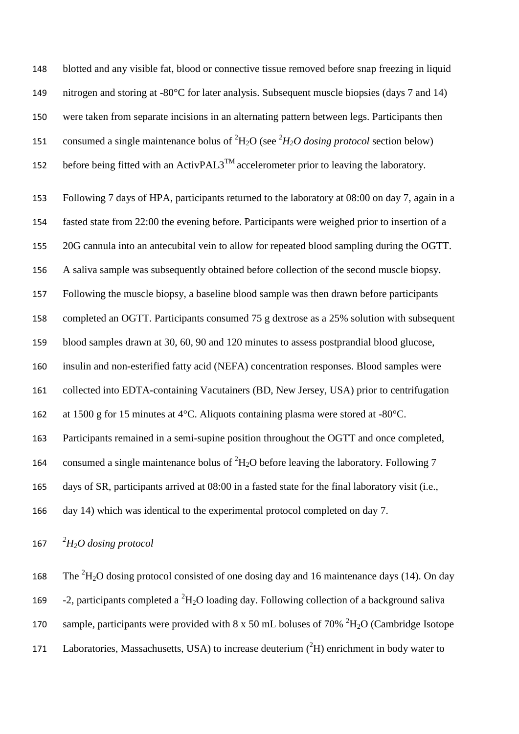blotted and any visible fat, blood or connective tissue removed before snap freezing in liquid nitrogen and storing at -80°C for later analysis. Subsequent muscle biopsies (days 7 and 14) were taken from separate incisions in an alternating pattern between legs. Participants then consumed a single maintenance bolus of $^{2}H_2O$ (see *$^{2}H_2O$ dosing protocol* section below) before being fitted with an ActivPAL3™ accelerometer prior to leaving the laboratory.

Following 7 days of HPA, participants returned to the laboratory at 08:00 on day 7, again in a fasted state from 22:00 the evening before. Participants were weighed prior to insertion of a 20G cannula into an antecubital vein to allow for repeated blood sampling during the OGTT. A saliva sample was subsequently obtained before collection of the second muscle biopsy. Following the muscle biopsy, a baseline blood sample was then drawn before participants completed an OGTT. Participants consumed 75 g dextrose as a 25% solution with subsequent blood samples drawn at 30, 60, 90 and 120 minutes to assess postprandial blood glucose, insulin and non-esterified fatty acid (NEFA) concentration responses. Blood samples were collected into EDTA-containing Vacutainers (BD, New Jersey, USA) prior to centrifugation at 1500 g for 15 minutes at 4°C. Aliquots containing plasma were stored at -80°C. Participants remained in a semi-supine position throughout the OGTT and once completed, consumed a single maintenance bolus of $^{2}H_2O$ before leaving the laboratory. Following 7 days of SR, participants arrived at 08:00 in a fasted state for the final laboratory visit (i.e., day 14) which was identical to the experimental protocol completed on day 7.

*$^{2}H_2O$ dosing protocol*

The $^{2}H_2O$ dosing protocol consisted of one dosing day and 16 maintenance days (14). On day -2, participants completed a $^{2}H_2O$ loading day. Following collection of a background saliva sample, participants were provided with 8 x 50 mL boluses of 70% $^{2}H_2O$ (Cambridge Isotope Laboratories, Massachusetts, USA) to increase deuterium ($^{2}H$) enrichment in body water to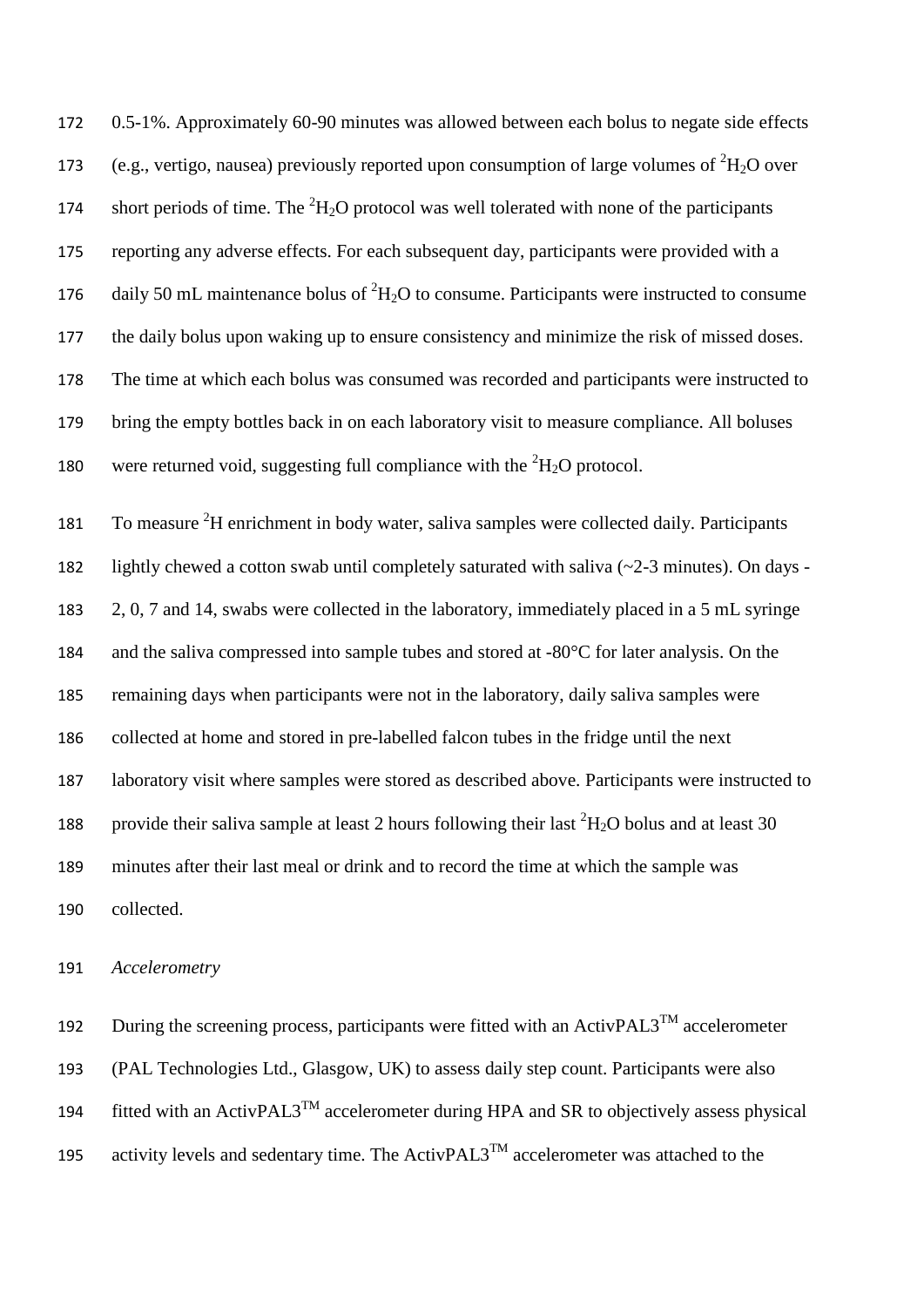0.5-1%. Approximately 60-90 minutes was allowed between each bolus to negate side effects (e.g., vertigo, nausea) previously reported upon consumption of large volumes of $^{2}H_2O$ over short periods of time. The $^{2}H_2O$ protocol was well tolerated with none of the participants reporting any adverse effects. For each subsequent day, participants were provided with a daily 50 mL maintenance bolus of $^{2}H_2O$ to consume. Participants were instructed to consume the daily bolus upon waking up to ensure consistency and minimize the risk of missed doses. The time at which each bolus was consumed was recorded and participants were instructed to bring the empty bottles back in on each laboratory visit to measure compliance. All boluses were returned void, suggesting full compliance with the $^{2}H_2O$ protocol.

To measure $^{2}H$ enrichment in body water, saliva samples were collected daily. Participants lightly chewed a cotton swab until completely saturated with saliva (~2-3 minutes). On days -2, 0, 7 and 14, swabs were collected in the laboratory, immediately placed in a 5 mL syringe and the saliva compressed into sample tubes and stored at -80°C for later analysis. On the remaining days when participants were not in the laboratory, daily saliva samples were collected at home and stored in pre-labelled falcon tubes in the fridge until the next laboratory visit where samples were stored as described above. Participants were instructed to provide their saliva sample at least 2 hours following their last $^{2}H_2O$ bolus and at least 30 minutes after their last meal or drink and to record the time at which the sample was collected.

*Accelerometry*

During the screening process, participants were fitted with an ActivPAL3™ accelerometer (PAL Technologies Ltd., Glasgow, UK) to assess daily step count. Participants were also fitted with an ActivPAL3™ accelerometer during HPA and SR to objectively assess physical activity levels and sedentary time. The ActivPAL3™ accelerometer was attached to the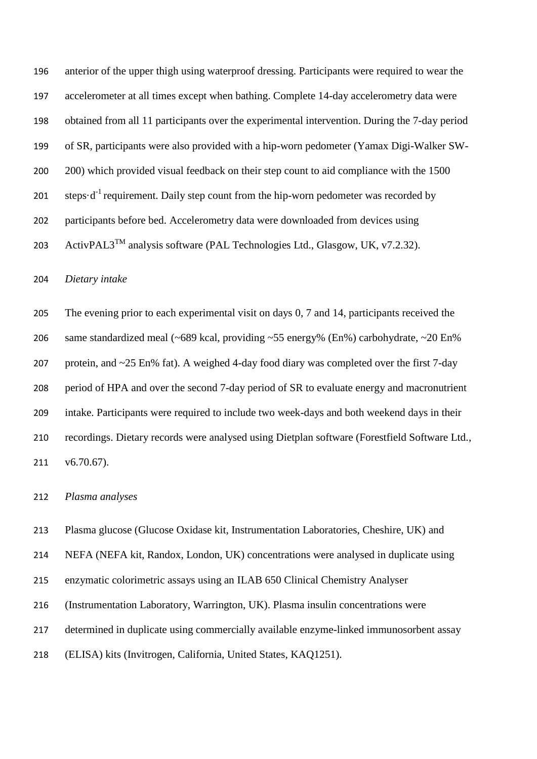anterior of the upper thigh using waterproof dressing. Participants were required to wear the accelerometer at all times except when bathing. Complete 14-day accelerometry data were obtained from all 11 participants over the experimental intervention. During the 7-day period of SR, participants were also provided with a hip-worn pedometer (Yamax Digi-Walker SW-200) which provided visual feedback on their step count to aid compliance with the 1500 steps$\cdot$d$^{-1}$ requirement. Daily step count from the hip-worn pedometer was recorded by participants before bed. Accelerometry data were downloaded from devices using ActivPAL3™ analysis software (PAL Technologies Ltd., Glasgow, UK, v7.2.32).

*Dietary intake*

The evening prior to each experimental visit on days 0, 7 and 14, participants received the same standardized meal (~689 kcal, providing ~55 energy% (En%) carbohydrate, ~20 En% protein, and ~25 En% fat). A weighed 4-day food diary was completed over the first 7-day period of HPA and over the second 7-day period of SR to evaluate energy and macronutrient intake. Participants were required to include two week-days and both weekend days in their recordings. Dietary records were analysed using Dietplan software (Forestfield Software Ltd., v6.70.67).

*Plasma analyses*

Plasma glucose (Glucose Oxidase kit, Instrumentation Laboratories, Cheshire, UK) and NEFA (NEFA kit, Randox, London, UK) concentrations were analysed in duplicate using enzymatic colorimetric assays using an ILAB 650 Clinical Chemistry Analyser (Instrumentation Laboratory, Warrington, UK). Plasma insulin concentrations were determined in duplicate using commercially available enzyme-linked immunosorbent assay (ELISA) kits (Invitrogen, California, United States, KAQ1251).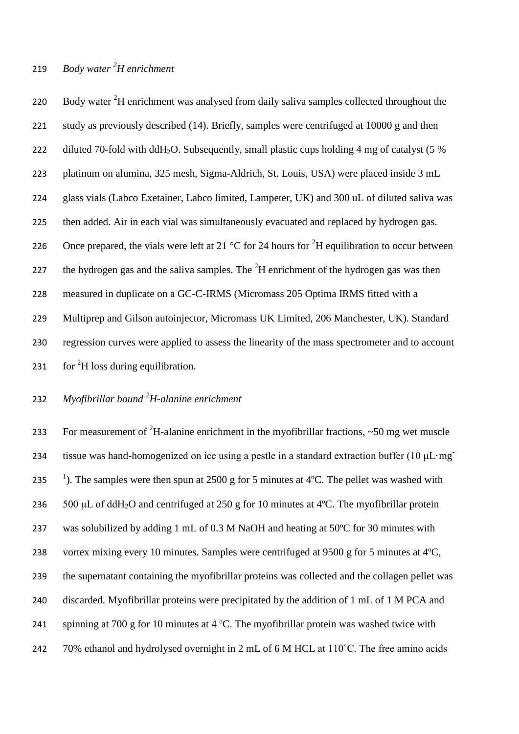### *Body water $^2$H enrichment*

Body water $^2$H enrichment was analysed from daily saliva samples collected throughout the study as previously described (14). Briefly, samples were centrifuged at 10000 g and then diluted 70-fold with dd$H_2O$. Subsequently, small plastic cups holding 4 mg of catalyst (5 % platinum on alumina, 325 mesh, Sigma-Aldrich, St. Louis, USA) were placed inside 3 mL glass vials (Labco Exetainer, Labco limited, Lampeter, UK) and 300 uL of diluted saliva was then added. Air in each vial was simultaneously evacuated and replaced by hydrogen gas. Once prepared, the vials were left at 21 °C for 24 hours for $^2$H equilibration to occur between the hydrogen gas and the saliva samples. The $^2$H enrichment of the hydrogen gas was then measured in duplicate on a GC-C-IRMS (Micromass 205 Optima IRMS fitted with a Multiprep and Gilson autoinjector, Micromass UK Limited, 206 Manchester, UK). Standard regression curves were applied to assess the linearity of the mass spectrometer and to account for $^2$H loss during equilibration.

### *Myofibrillar bound $^2$H-alanine enrichment*

For measurement of $^2$H-alanine enrichment in the myofibrillar fractions, ~50 mg wet muscle tissue was hand-homogenized on ice using a pestle in a standard extraction buffer (10 $\mu L \cdot mg^{-1}$). The samples were then spun at 2500 g for 5 minutes at 4ºC. The pellet was washed with 500 μL of dd$H_2O$ and centrifuged at 250 g for 10 minutes at 4ºC. The myofibrillar protein was solubilized by adding 1 mL of 0.3 M NaOH and heating at 50ºC for 30 minutes with vortex mixing every 10 minutes. Samples were centrifuged at 9500 g for 5 minutes at 4ºC, the supernatant containing the myofibrillar proteins was collected and the collagen pellet was discarded. Myofibrillar proteins were precipitated by the addition of 1 mL of 1 M PCA and spinning at 700 g for 10 minutes at 4 ºC. The myofibrillar protein was washed twice with 70% ethanol and hydrolysed overnight in 2 mL of 6 M HCL at 110˚C. The free amino acids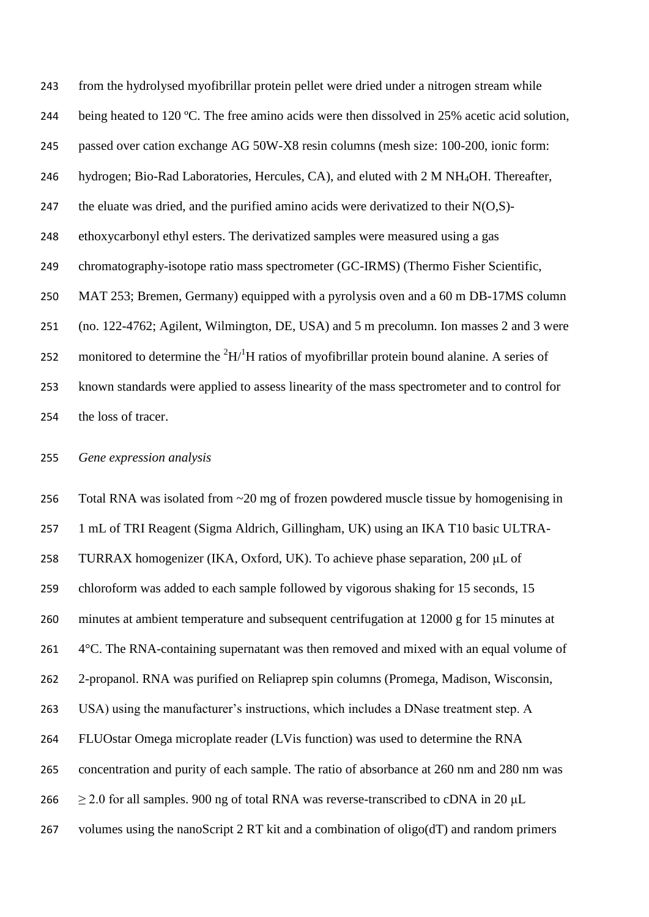from the hydrolysed myofibrillar protein pellet were dried under a nitrogen stream while being heated to 120 ºC. The free amino acids were then dissolved in 25% acetic acid solution, passed over cation exchange AG 50W-X8 resin columns (mesh size: 100-200, ionic form: hydrogen; Bio-Rad Laboratories, Hercules, CA), and eluted with 2 M $NH_4OH$. Thereafter, the eluate was dried, and the purified amino acids were derivatized to their N(O,S)-ethoxycarbonyl ethyl esters. The derivatized samples were measured using a gas chromatography-isotope ratio mass spectrometer (GC-IRMS) (Thermo Fisher Scientific, MAT 253; Bremen, Germany) equipped with a pyrolysis oven and a 60 m DB-17MS column (no. 122-4762; Agilent, Wilmington, DE, USA) and 5 m precolumn. Ion masses 2 and 3 were monitored to determine the $^{2}H/^{1}H$ ratios of myofibrillar protein bound alanine. A series of known standards were applied to assess linearity of the mass spectrometer and to control for the loss of tracer.

*Gene expression analysis*

Total RNA was isolated from ~20 mg of frozen powdered muscle tissue by homogenising in 1 mL of TRI Reagent (Sigma Aldrich, Gillingham, UK) using an IKA T10 basic ULTRA-TURRAX homogenizer (IKA, Oxford, UK). To achieve phase separation, 200 μL of chloroform was added to each sample followed by vigorous shaking for 15 seconds, 15 minutes at ambient temperature and subsequent centrifugation at 12000 g for 15 minutes at 4°C. The RNA-containing supernatant was then removed and mixed with an equal volume of 2-propanol. RNA was purified on Reliaprep spin columns (Promega, Madison, Wisconsin, USA) using the manufacturer's instructions, which includes a DNase treatment step. A FLUOstar Omega microplate reader (LVis function) was used to determine the RNA concentration and purity of each sample. The ratio of absorbance at 260 nm and 280 nm was $\geq 2.0$ for all samples. 900 ng of total RNA was reverse-transcribed to cDNA in 20 μL volumes using the nanoScript 2 RT kit and a combination of oligo(dT) and random primers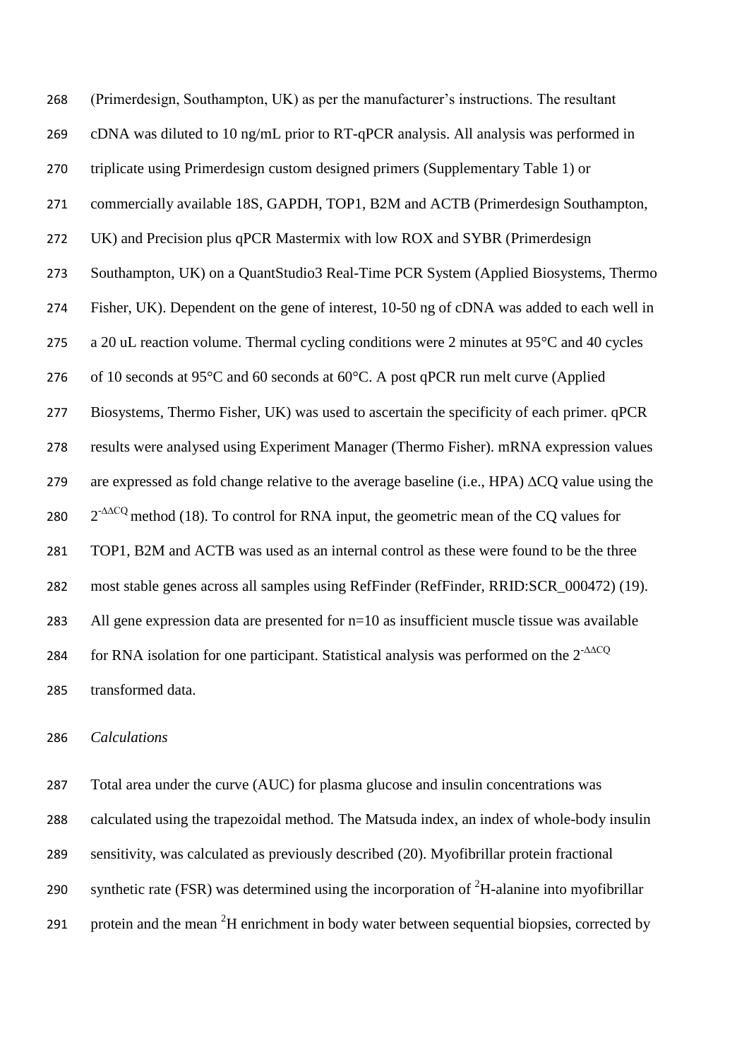(Primerdesign, Southampton, UK) as per the manufacturer's instructions. The resultant cDNA was diluted to 10 ng/mL prior to RT-qPCR analysis. All analysis was performed in triplicate using Primerdesign custom designed primers (Supplementary Table 1) or commercially available 18S, GAPDH, TOP1, B2M and ACTB (Primerdesign Southampton, UK) and Precision plus qPCR Mastermix with low ROX and SYBR (Primerdesign Southampton, UK) on a QuantStudio3 Real-Time PCR System (Applied Biosystems, Thermo Fisher, UK). Dependent on the gene of interest, 10-50 ng of cDNA was added to each well in a 20 uL reaction volume. Thermal cycling conditions were 2 minutes at 95°C and 40 cycles of 10 seconds at 95°C and 60 seconds at 60°C. A post qPCR run melt curve (Applied Biosystems, Thermo Fisher, UK) was used to ascertain the specificity of each primer. qPCR results were analysed using Experiment Manager (Thermo Fisher). mRNA expression values are expressed as fold change relative to the average baseline (i.e., HPA) ΔCQ value using the $2^{-\Delta\Delta CQ}$ method (18). To control for RNA input, the geometric mean of the CQ values for TOP1, B2M and ACTB was used as an internal control as these were found to be the three most stable genes across all samples using RefFinder (RefFinder, RRID:SCR_000472) (19). All gene expression data are presented for n=10 as insufficient muscle tissue was available for RNA isolation for one participant. Statistical analysis was performed on the $2^{-\Delta\Delta CQ}$ transformed data.

*Calculations*

Total area under the curve (AUC) for plasma glucose and insulin concentrations was calculated using the trapezoidal method. The Matsuda index, an index of whole-body insulin sensitivity, was calculated as previously described (20). Myofibrillar protein fractional synthetic rate (FSR) was determined using the incorporation of $^{2}H$-alanine into myofibrillar protein and the mean $^{2}H$ enrichment in body water between sequential biopsies, corrected by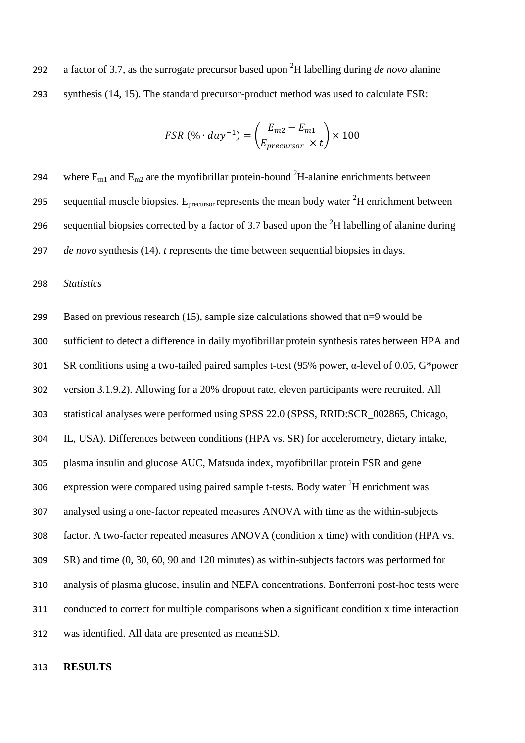a factor of 3.7, as the surrogate precursor based upon $^2$H labelling during *de novo* alanine synthesis (14, 15). The standard precursor-product method was used to calculate FSR:

$$FSR\ (\% \cdot day^{-1}) = \left(\frac{E_{m2} - E_{m1}}{E_{precursor}\ \times t}\right) \times 100$$

where $E_{m1}$ and $E_{m2}$ are the myofibrillar protein-bound $^2$H-alanine enrichments between sequential muscle biopsies. $E_{precursor}$ represents the mean body water $^2$H enrichment between sequential biopsies corrected by a factor of 3.7 based upon the $^2$H labelling of alanine during *de novo* synthesis (14). *t* represents the time between sequential biopsies in days.

*Statistics*

Based on previous research (15), sample size calculations showed that n=9 would be sufficient to detect a difference in daily myofibrillar protein synthesis rates between HPA and SR conditions using a two-tailed paired samples t-test (95% power, α-level of 0.05, G*power version 3.1.9.2). Allowing for a 20% dropout rate, eleven participants were recruited. All statistical analyses were performed using SPSS 22.0 (SPSS, RRID:SCR_002865, Chicago, IL, USA). Differences between conditions (HPA vs. SR) for accelerometry, dietary intake, plasma insulin and glucose AUC, Matsuda index, myofibrillar protein FSR and gene expression were compared using paired sample t-tests. Body water $^2$H enrichment was analysed using a one-factor repeated measures ANOVA with time as the within-subjects factor. A two-factor repeated measures ANOVA (condition x time) with condition (HPA vs. SR) and time (0, 30, 60, 90 and 120 minutes) as within-subjects factors was performed for analysis of plasma glucose, insulin and NEFA concentrations. Bonferroni post-hoc tests were conducted to correct for multiple comparisons when a significant condition x time interaction was identified. All data are presented as mean±SD.

**RESULTS**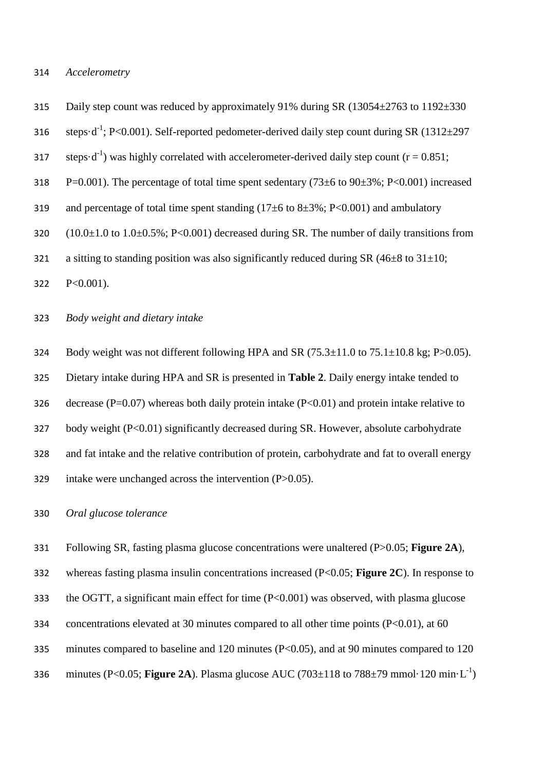*Accelerometry*

Daily step count was reduced by approximately 91% during SR (13054±2763 to 1192±330 steps·d$^{-1}$; P<0.001). Self-reported pedometer-derived daily step count during SR (1312±297 steps·d$^{-1}$) was highly correlated with accelerometer-derived daily step count (r = 0.851; P=0.001). The percentage of total time spent sedentary (73±6 to 90±3%; P<0.001) increased and percentage of total time spent standing (17±6 to 8±3%; P<0.001) and ambulatory (10.0±1.0 to 1.0±0.5%; P<0.001) decreased during SR. The number of daily transitions from a sitting to standing position was also significantly reduced during SR (46±8 to 31±10; P<0.001).

*Body weight and dietary intake*

Body weight was not different following HPA and SR (75.3±11.0 to 75.1±10.8 kg; P>0.05). Dietary intake during HPA and SR is presented in **Table 2**. Daily energy intake tended to decrease (P=0.07) whereas both daily protein intake (P<0.01) and protein intake relative to body weight (P<0.01) significantly decreased during SR. However, absolute carbohydrate and fat intake and the relative contribution of protein, carbohydrate and fat to overall energy intake were unchanged across the intervention (P>0.05).

*Oral glucose tolerance*

Following SR, fasting plasma glucose concentrations were unaltered (P>0.05; **Figure 2A**), whereas fasting plasma insulin concentrations increased (P<0.05; **Figure 2C**). In response to the OGTT, a significant main effect for time (P<0.001) was observed, with plasma glucose concentrations elevated at 30 minutes compared to all other time points (P<0.01), at 60 minutes compared to baseline and 120 minutes (P<0.05), and at 90 minutes compared to 120 minutes (P<0.05; **Figure 2A**). Plasma glucose AUC (703±118 to 788±79 mmol·120 min·L$^{-1}$)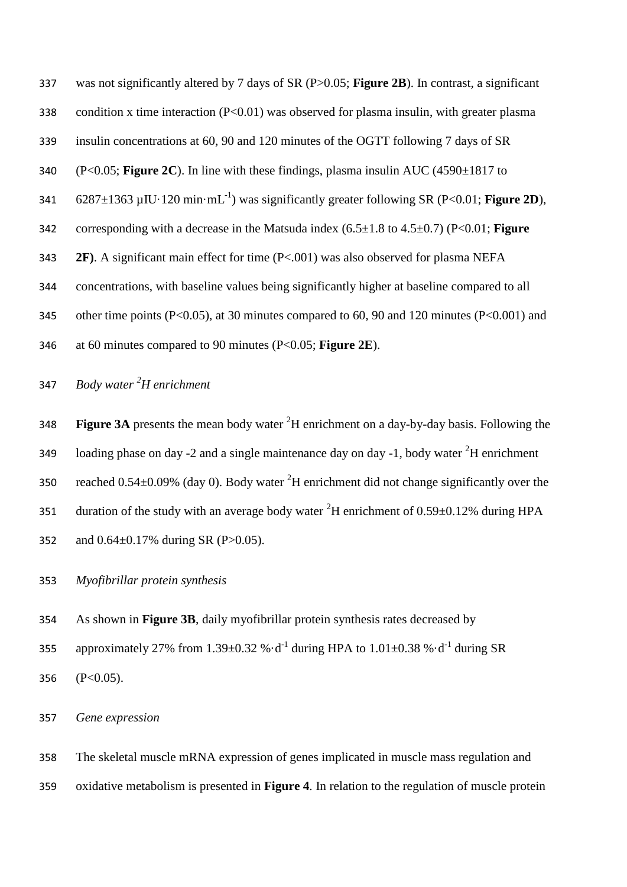was not significantly altered by 7 days of SR ($P>0.05$; **Figure 2B**). In contrast, a significant condition x time interaction ($P<0.01$) was observed for plasma insulin, with greater plasma insulin concentrations at 60, 90 and 120 minutes of the OGTT following 7 days of SR ($P<0.05$; **Figure 2C**). In line with these findings, plasma insulin AUC (4590±1817 to 6287±1363 μIU·120 min·$mL^{-1}$) was significantly greater following SR ($P<0.01$; **Figure 2D**), corresponding with a decrease in the Matsuda index (6.5±1.8 to 4.5±0.7) ($P<0.01$; **Figure 2F)**. A significant main effect for time ($P<.001$) was also observed for plasma NEFA concentrations, with baseline values being significantly higher at baseline compared to all other time points ($P<0.05$), at 30 minutes compared to 60, 90 and 120 minutes ($P<0.001$) and at 60 minutes compared to 90 minutes ($P<0.05$; **Figure 2E**).

*Body water $^{2}H$ enrichment*

**Figure 3A** presents the mean body water $^{2}H$ enrichment on a day-by-day basis. Following the loading phase on day -2 and a single maintenance day on day -1, body water $^{2}H$ enrichment reached 0.54±0.09% (day 0). Body water $^{2}H$ enrichment did not change significantly over the duration of the study with an average body water $^{2}H$ enrichment of 0.59±0.12% during HPA and 0.64±0.17% during SR ($P>0.05$).

*Myofibrillar protein synthesis*

As shown in **Figure 3B**, daily myofibrillar protein synthesis rates decreased by approximately 27% from 1.39±0.32 %·$d^{-1}$ during HPA to 1.01±0.38 %·$d^{-1}$ during SR ($P<0.05$).

*Gene expression*

The skeletal muscle mRNA expression of genes implicated in muscle mass regulation and oxidative metabolism is presented in **Figure 4**. In relation to the regulation of muscle protein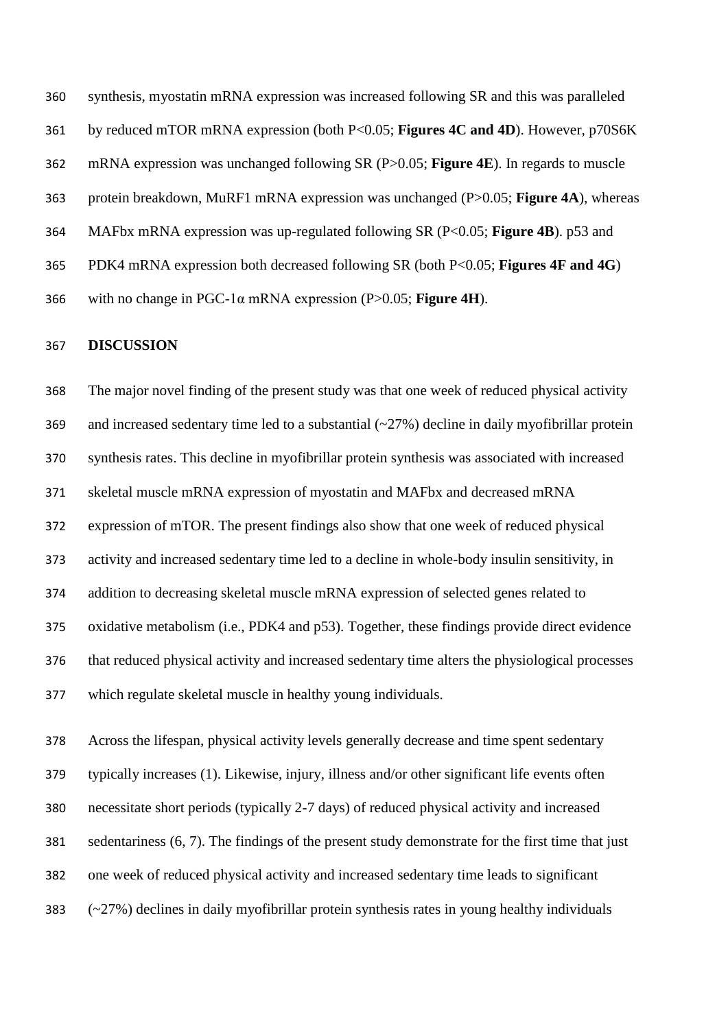synthesis, myostatin mRNA expression was increased following SR and this was paralleled by reduced mTOR mRNA expression (both P<0.05; **Figures 4C and 4D**). However, p70S6K mRNA expression was unchanged following SR (P>0.05; **Figure 4E**). In regards to muscle protein breakdown, MuRF1 mRNA expression was unchanged (P>0.05; **Figure 4A**), whereas MAFbx mRNA expression was up-regulated following SR (P<0.05; **Figure 4B**). p53 and PDK4 mRNA expression both decreased following SR (both P<0.05; **Figures 4F and 4G**) with no change in PGC-1α mRNA expression (P>0.05; **Figure 4H**).

## DISCUSSION

The major novel finding of the present study was that one week of reduced physical activity and increased sedentary time led to a substantial (~27%) decline in daily myofibrillar protein synthesis rates. This decline in myofibrillar protein synthesis was associated with increased skeletal muscle mRNA expression of myostatin and MAFbx and decreased mRNA expression of mTOR. The present findings also show that one week of reduced physical activity and increased sedentary time led to a decline in whole-body insulin sensitivity, in addition to decreasing skeletal muscle mRNA expression of selected genes related to oxidative metabolism (i.e., PDK4 and p53). Together, these findings provide direct evidence that reduced physical activity and increased sedentary time alters the physiological processes which regulate skeletal muscle in healthy young individuals.

Across the lifespan, physical activity levels generally decrease and time spent sedentary typically increases (1). Likewise, injury, illness and/or other significant life events often necessitate short periods (typically 2-7 days) of reduced physical activity and increased sedentariness (6, 7). The findings of the present study demonstrate for the first time that just one week of reduced physical activity and increased sedentary time leads to significant (~27%) declines in daily myofibrillar protein synthesis rates in young healthy individuals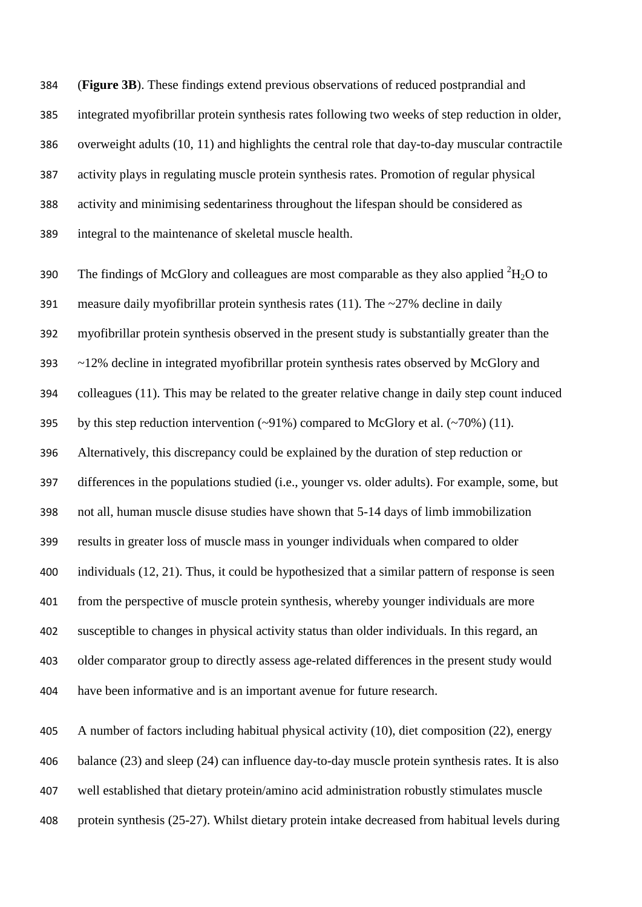(**Figure 3B**). These findings extend previous observations of reduced postprandial and integrated myofibrillar protein synthesis rates following two weeks of step reduction in older, overweight adults (10, 11) and highlights the central role that day-to-day muscular contractile activity plays in regulating muscle protein synthesis rates. Promotion of regular physical activity and minimising sedentariness throughout the lifespan should be considered as integral to the maintenance of skeletal muscle health.

The findings of McGlory and colleagues are most comparable as they also applied $^{2}H_{2}O$ to measure daily myofibrillar protein synthesis rates (11). The ~27% decline in daily myofibrillar protein synthesis observed in the present study is substantially greater than the ~12% decline in integrated myofibrillar protein synthesis rates observed by McGlory and colleagues (11). This may be related to the greater relative change in daily step count induced by this step reduction intervention (~91%) compared to McGlory et al. (~70%) (11). Alternatively, this discrepancy could be explained by the duration of step reduction or differences in the populations studied (i.e., younger vs. older adults). For example, some, but not all, human muscle disuse studies have shown that 5-14 days of limb immobilization results in greater loss of muscle mass in younger individuals when compared to older individuals (12, 21). Thus, it could be hypothesized that a similar pattern of response is seen from the perspective of muscle protein synthesis, whereby younger individuals are more susceptible to changes in physical activity status than older individuals. In this regard, an older comparator group to directly assess age-related differences in the present study would have been informative and is an important avenue for future research.

A number of factors including habitual physical activity (10), diet composition (22), energy balance (23) and sleep (24) can influence day-to-day muscle protein synthesis rates. It is also well established that dietary protein/amino acid administration robustly stimulates muscle protein synthesis (25-27). Whilst dietary protein intake decreased from habitual levels during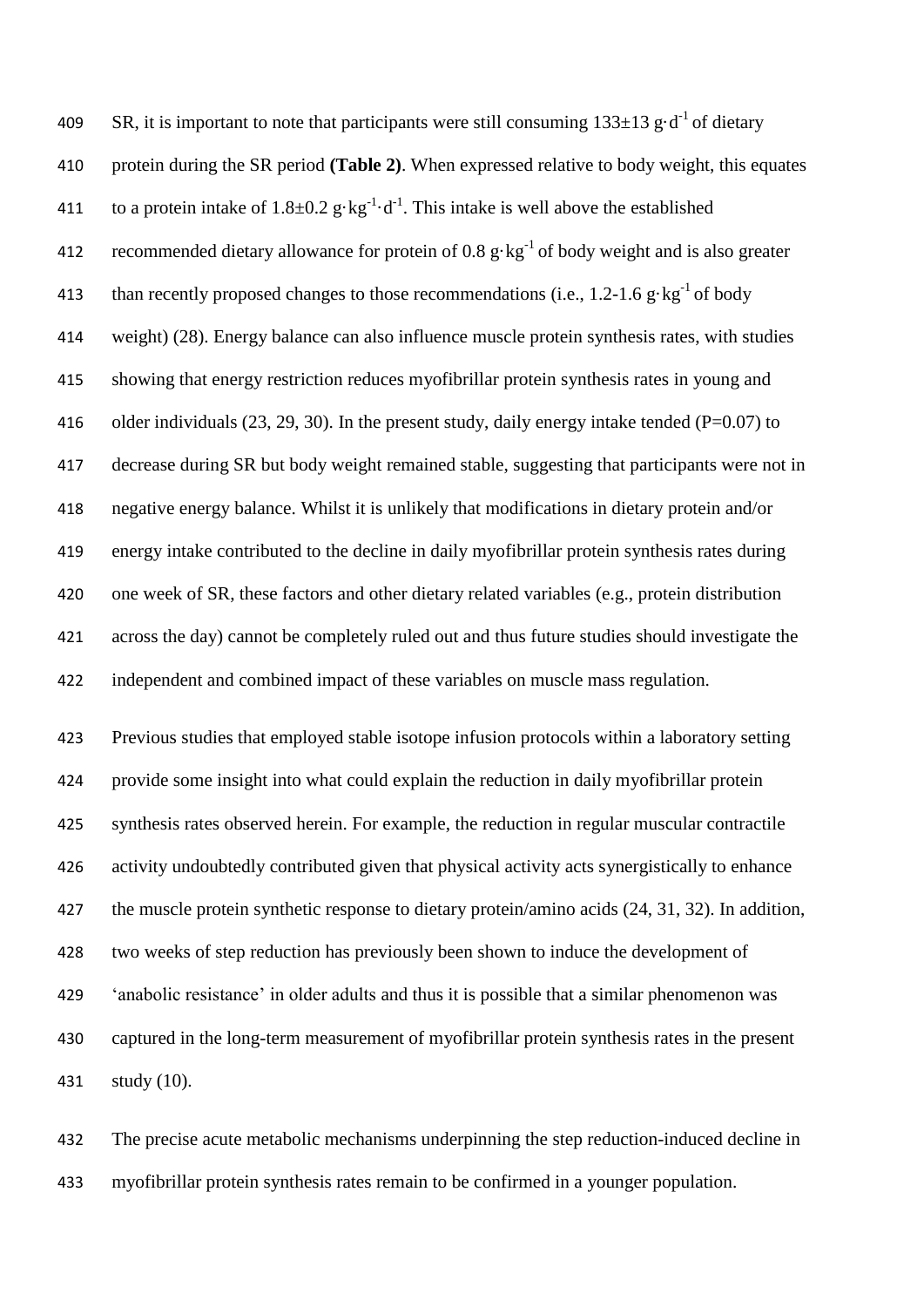SR, it is important to note that participants were still consuming $133\pm13$ $g\cdot d^{-1}$ of dietary protein during the SR period **(Table 2)**. When expressed relative to body weight, this equates to a protein intake of $1.8\pm0.2$ $g\cdot kg^{-1}\cdot d^{-1}$. This intake is well above the established recommended dietary allowance for protein of 0.8 $g\cdot kg^{-1}$ of body weight and is also greater than recently proposed changes to those recommendations (i.e., 1.2-1.6 $g\cdot kg^{-1}$ of body weight) (28). Energy balance can also influence muscle protein synthesis rates, with studies showing that energy restriction reduces myofibrillar protein synthesis rates in young and older individuals (23, 29, 30). In the present study, daily energy intake tended ($P=0.07$) to decrease during SR but body weight remained stable, suggesting that participants were not in negative energy balance. Whilst it is unlikely that modifications in dietary protein and/or energy intake contributed to the decline in daily myofibrillar protein synthesis rates during one week of SR, these factors and other dietary related variables (e.g., protein distribution across the day) cannot be completely ruled out and thus future studies should investigate the independent and combined impact of these variables on muscle mass regulation.

Previous studies that employed stable isotope infusion protocols within a laboratory setting provide some insight into what could explain the reduction in daily myofibrillar protein synthesis rates observed herein. For example, the reduction in regular muscular contractile activity undoubtedly contributed given that physical activity acts synergistically to enhance the muscle protein synthetic response to dietary protein/amino acids (24, 31, 32). In addition, two weeks of step reduction has previously been shown to induce the development of 'anabolic resistance' in older adults and thus it is possible that a similar phenomenon was captured in the long-term measurement of myofibrillar protein synthesis rates in the present study (10).

The precise acute metabolic mechanisms underpinning the step reduction-induced decline in myofibrillar protein synthesis rates remain to be confirmed in a younger population.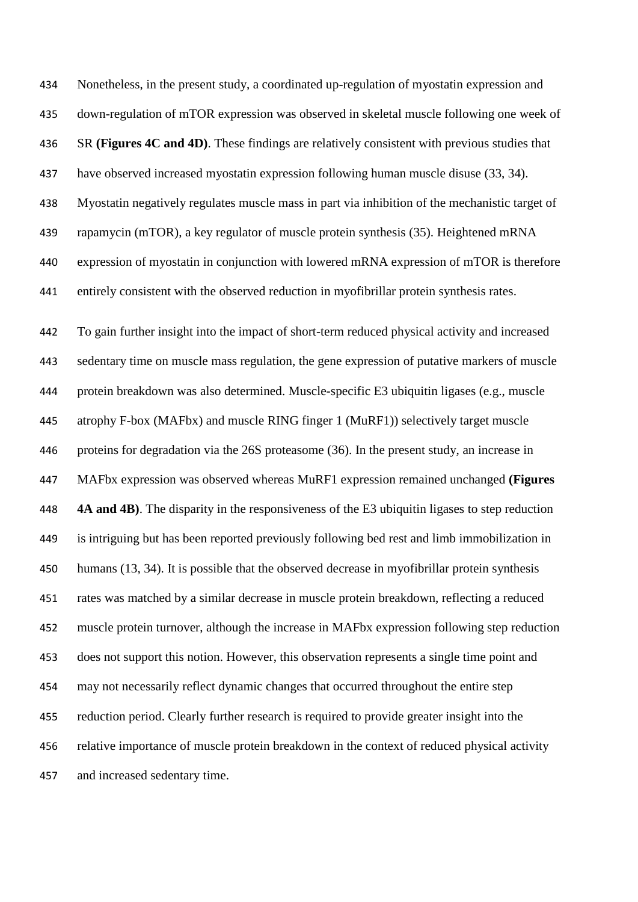Nonetheless, in the present study, a coordinated up-regulation of myostatin expression and down-regulation of mTOR expression was observed in skeletal muscle following one week of SR **(Figures 4C and 4D)**. These findings are relatively consistent with previous studies that have observed increased myostatin expression following human muscle disuse (33, 34). Myostatin negatively regulates muscle mass in part via inhibition of the mechanistic target of rapamycin (mTOR), a key regulator of muscle protein synthesis (35). Heightened mRNA expression of myostatin in conjunction with lowered mRNA expression of mTOR is therefore entirely consistent with the observed reduction in myofibrillar protein synthesis rates.

To gain further insight into the impact of short-term reduced physical activity and increased sedentary time on muscle mass regulation, the gene expression of putative markers of muscle protein breakdown was also determined. Muscle-specific E3 ubiquitin ligases (e.g., muscle atrophy F-box (MAFbx) and muscle RING finger 1 (MuRF1)) selectively target muscle proteins for degradation via the 26S proteasome (36). In the present study, an increase in MAFbx expression was observed whereas MuRF1 expression remained unchanged **(Figures 4A and 4B)**. The disparity in the responsiveness of the E3 ubiquitin ligases to step reduction is intriguing but has been reported previously following bed rest and limb immobilization in humans (13, 34). It is possible that the observed decrease in myofibrillar protein synthesis rates was matched by a similar decrease in muscle protein breakdown, reflecting a reduced muscle protein turnover, although the increase in MAFbx expression following step reduction does not support this notion. However, this observation represents a single time point and may not necessarily reflect dynamic changes that occurred throughout the entire step reduction period. Clearly further research is required to provide greater insight into the relative importance of muscle protein breakdown in the context of reduced physical activity and increased sedentary time.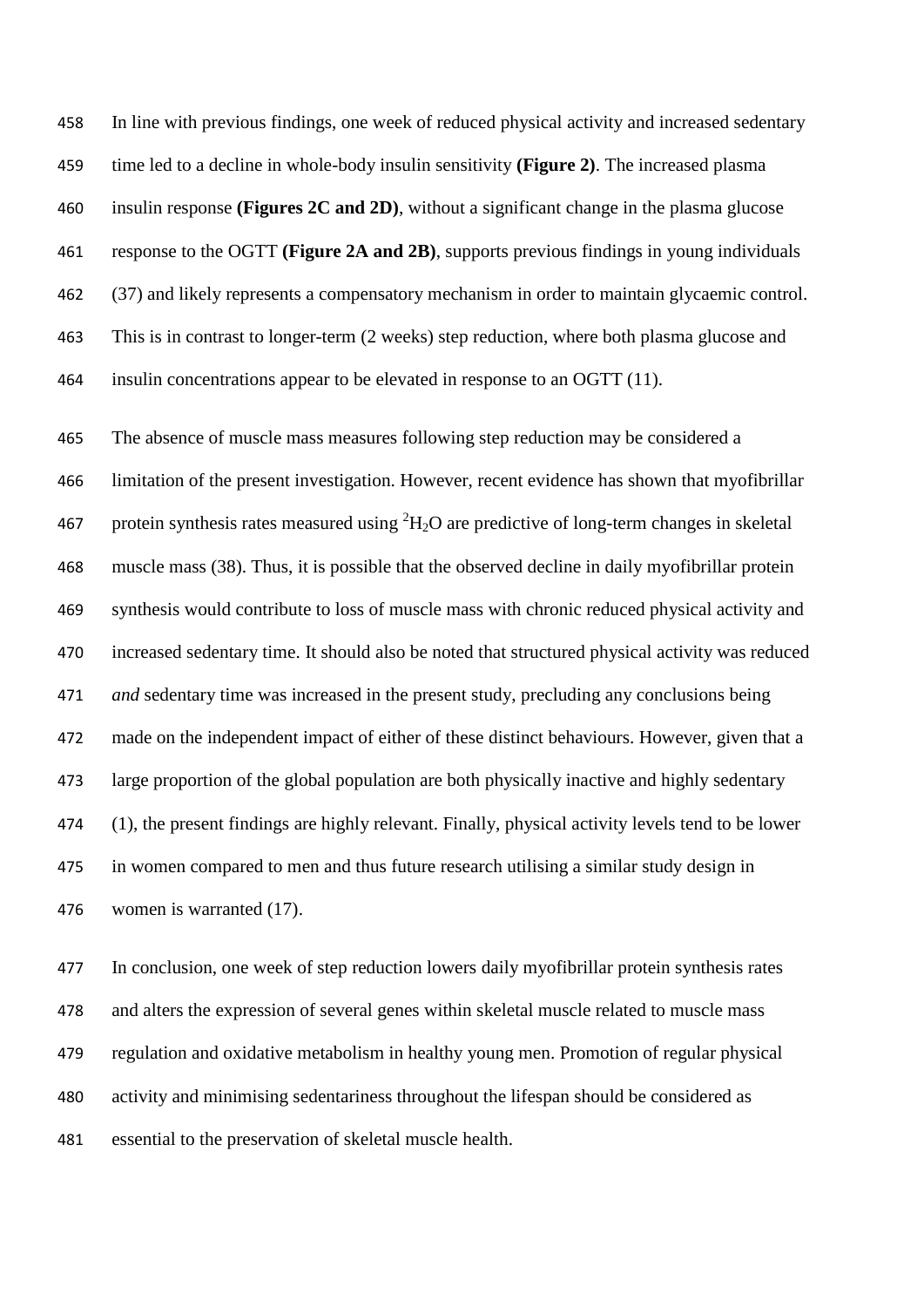In line with previous findings, one week of reduced physical activity and increased sedentary time led to a decline in whole-body insulin sensitivity **(Figure 2)**. The increased plasma insulin response **(Figures 2C and 2D)**, without a significant change in the plasma glucose response to the OGTT **(Figure 2A and 2B)**, supports previous findings in young individuals (37) and likely represents a compensatory mechanism in order to maintain glycaemic control. This is in contrast to longer-term (2 weeks) step reduction, where both plasma glucose and insulin concentrations appear to be elevated in response to an OGTT (11).

The absence of muscle mass measures following step reduction may be considered a limitation of the present investigation. However, recent evidence has shown that myofibrillar protein synthesis rates measured using $^2H_2O$ are predictive of long-term changes in skeletal muscle mass (38). Thus, it is possible that the observed decline in daily myofibrillar protein synthesis would contribute to loss of muscle mass with chronic reduced physical activity and increased sedentary time. It should also be noted that structured physical activity was reduced *and* sedentary time was increased in the present study, precluding any conclusions being made on the independent impact of either of these distinct behaviours. However, given that a large proportion of the global population are both physically inactive and highly sedentary (1), the present findings are highly relevant. Finally, physical activity levels tend to be lower in women compared to men and thus future research utilising a similar study design in women is warranted (17).

In conclusion, one week of step reduction lowers daily myofibrillar protein synthesis rates and alters the expression of several genes within skeletal muscle related to muscle mass regulation and oxidative metabolism in healthy young men. Promotion of regular physical activity and minimising sedentariness throughout the lifespan should be considered as essential to the preservation of skeletal muscle health.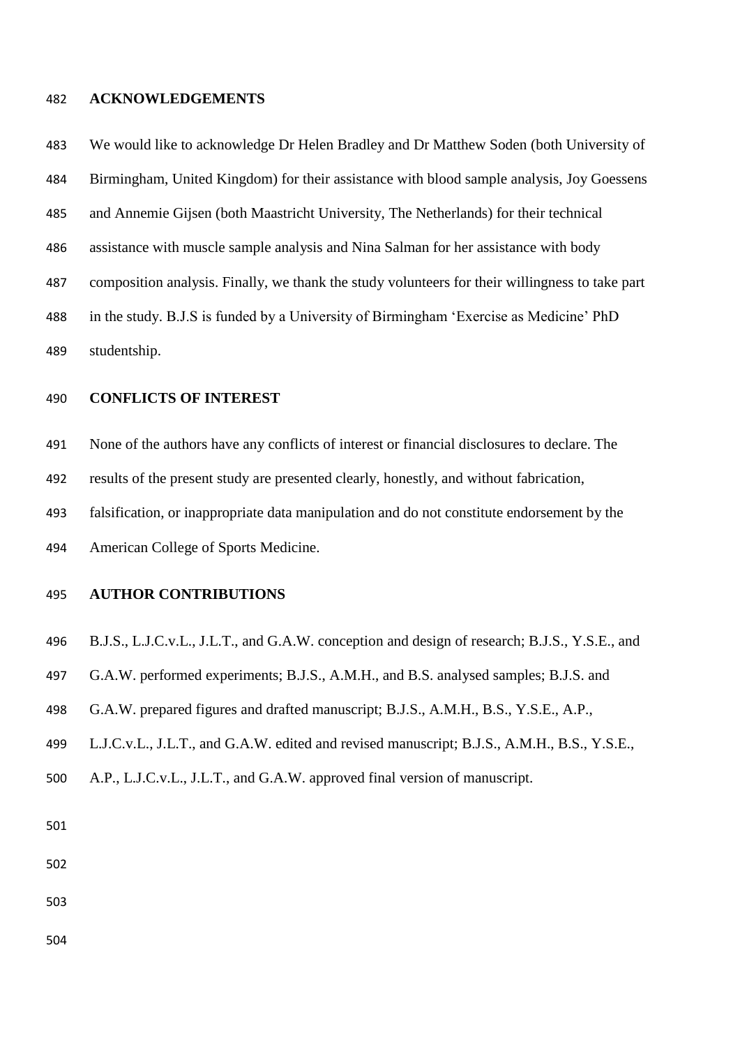## ACKNOWLEDGEMENTS

We would like to acknowledge Dr Helen Bradley and Dr Matthew Soden (both University of Birmingham, United Kingdom) for their assistance with blood sample analysis, Joy Goessens and Annemie Gijsen (both Maastricht University, The Netherlands) for their technical assistance with muscle sample analysis and Nina Salman for her assistance with body composition analysis. Finally, we thank the study volunteers for their willingness to take part in the study. B.J.S is funded by a University of Birmingham 'Exercise as Medicine' PhD studentship.

## CONFLICTS OF INTEREST

None of the authors have any conflicts of interest or financial disclosures to declare. The results of the present study are presented clearly, honestly, and without fabrication, falsification, or inappropriate data manipulation and do not constitute endorsement by the American College of Sports Medicine.

## AUTHOR CONTRIBUTIONS

B.J.S., L.J.C.v.L., J.L.T., and G.A.W. conception and design of research; B.J.S., Y.S.E., and G.A.W. performed experiments; B.J.S., A.M.H., and B.S. analysed samples; B.J.S. and G.A.W. prepared figures and drafted manuscript; B.J.S., A.M.H., B.S., Y.S.E., A.P., L.J.C.v.L., J.L.T., and G.A.W. edited and revised manuscript; B.J.S., A.M.H., B.S., Y.S.E., A.P., L.J.C.v.L., J.L.T., and G.A.W. approved final version of manuscript.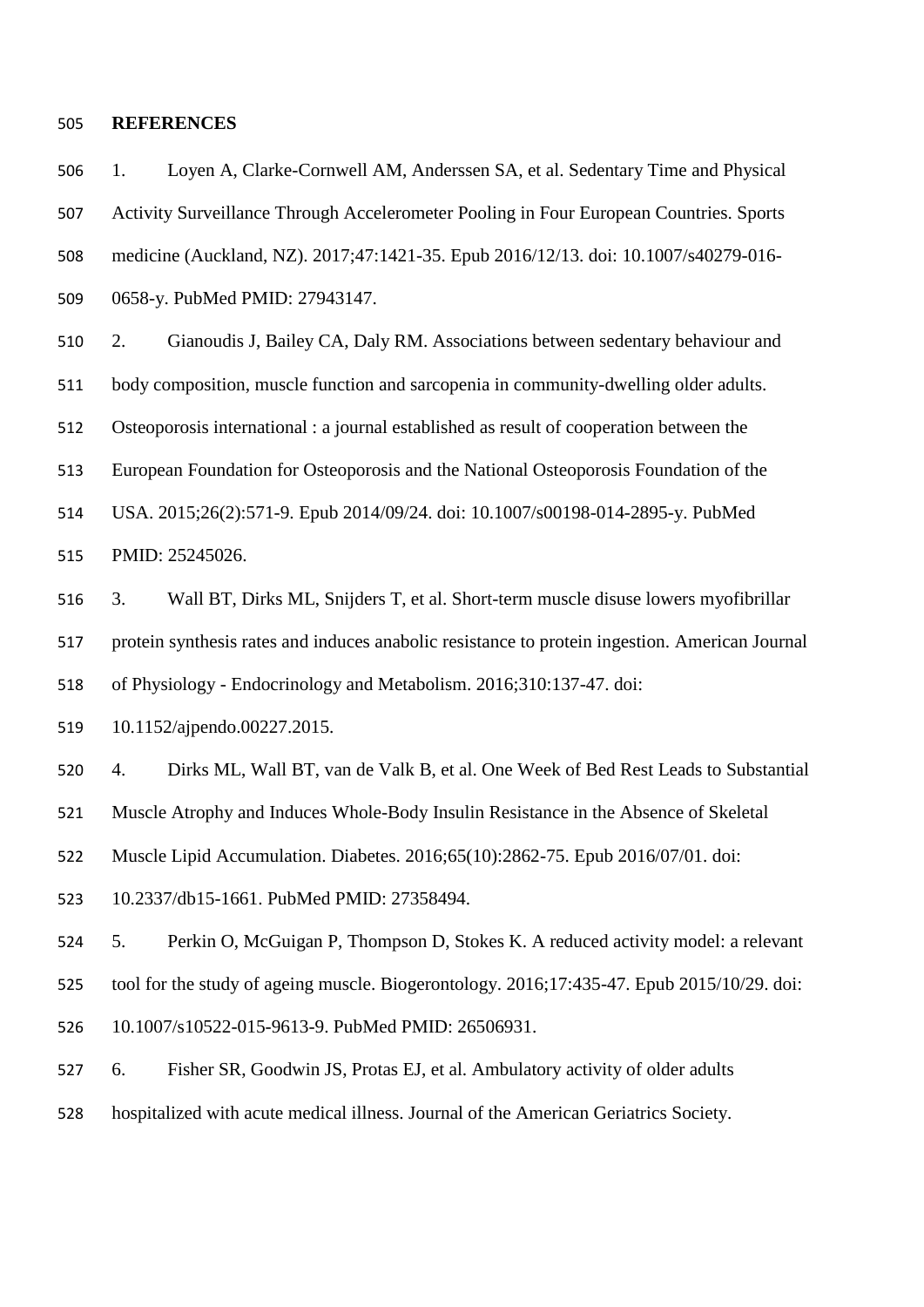**REFERENCES**

1. Loyen A, Clarke-Cornwell AM, Anderssen SA, et al. Sedentary Time and Physical Activity Surveillance Through Accelerometer Pooling in Four European Countries. Sports medicine (Auckland, NZ). 2017;47:1421-35. Epub 2016/12/13. doi: 10.1007/s40279-016-0658-y. PubMed PMID: 27943147.

2. Gianoudis J, Bailey CA, Daly RM. Associations between sedentary behaviour and body composition, muscle function and sarcopenia in community-dwelling older adults. Osteoporosis international : a journal established as result of cooperation between the European Foundation for Osteoporosis and the National Osteoporosis Foundation of the USA. 2015;26(2):571-9. Epub 2014/09/24. doi: 10.1007/s00198-014-2895-y. PubMed PMID: 25245026.

3. Wall BT, Dirks ML, Snijders T, et al. Short-term muscle disuse lowers myofibrillar protein synthesis rates and induces anabolic resistance to protein ingestion. American Journal of Physiology - Endocrinology and Metabolism. 2016;310:137-47. doi: 10.1152/ajpendo.00227.2015.

4. Dirks ML, Wall BT, van de Valk B, et al. One Week of Bed Rest Leads to Substantial Muscle Atrophy and Induces Whole-Body Insulin Resistance in the Absence of Skeletal Muscle Lipid Accumulation. Diabetes. 2016;65(10):2862-75. Epub 2016/07/01. doi: 10.2337/db15-1661. PubMed PMID: 27358494.

5. Perkin O, McGuigan P, Thompson D, Stokes K. A reduced activity model: a relevant tool for the study of ageing muscle. Biogerontology. 2016;17:435-47. Epub 2015/10/29. doi: 10.1007/s10522-015-9613-9. PubMed PMID: 26506931.

6. Fisher SR, Goodwin JS, Protas EJ, et al. Ambulatory activity of older adults hospitalized with acute medical illness. Journal of the American Geriatrics Society.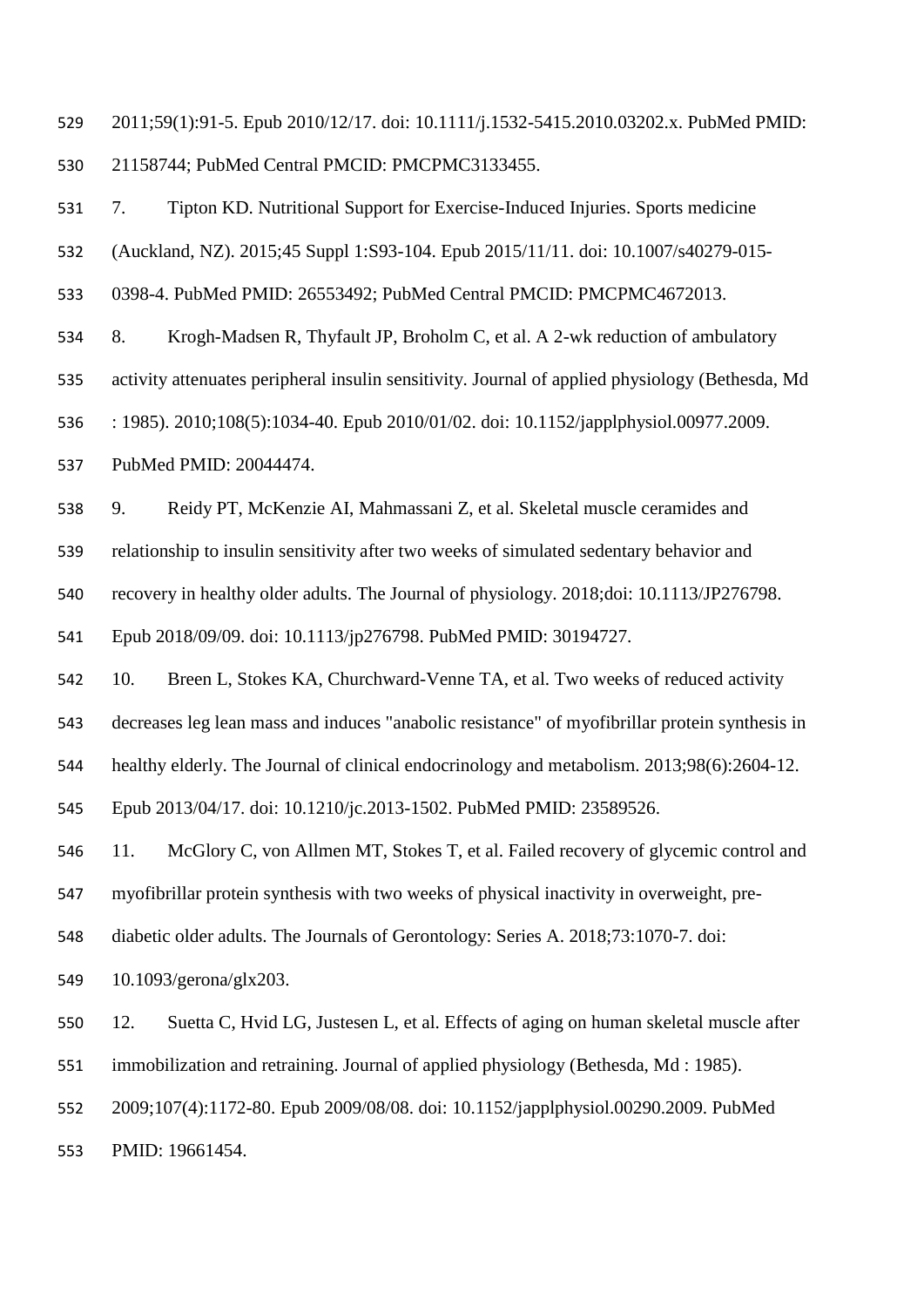2011;59(1):91-5. Epub 2010/12/17. doi: 10.1111/j.1532-5415.2010.03202.x. PubMed PMID: 21158744; PubMed Central PMCID: PMCPMC3133455.

7. Tipton KD. Nutritional Support for Exercise-Induced Injuries. Sports medicine (Auckland, NZ). 2015;45 Suppl 1:S93-104. Epub 2015/11/11. doi: 10.1007/s40279-015-0398-4. PubMed PMID: 26553492; PubMed Central PMCID: PMCPMC4672013.

8. Krogh-Madsen R, Thyfault JP, Broholm C, et al. A 2-wk reduction of ambulatory activity attenuates peripheral insulin sensitivity. Journal of applied physiology (Bethesda, Md : 1985). 2010;108(5):1034-40. Epub 2010/01/02. doi: 10.1152/japplphysiol.00977.2009. PubMed PMID: 20044474.

9. Reidy PT, McKenzie AI, Mahmassani Z, et al. Skeletal muscle ceramides and relationship to insulin sensitivity after two weeks of simulated sedentary behavior and recovery in healthy older adults. The Journal of physiology. 2018;doi: 10.1113/JP276798. Epub 2018/09/09. doi: 10.1113/jp276798. PubMed PMID: 30194727.

10. Breen L, Stokes KA, Churchward-Venne TA, et al. Two weeks of reduced activity decreases leg lean mass and induces "anabolic resistance" of myofibrillar protein synthesis in healthy elderly. The Journal of clinical endocrinology and metabolism. 2013;98(6):2604-12. Epub 2013/04/17. doi: 10.1210/jc.2013-1502. PubMed PMID: 23589526.

11. McGlory C, von Allmen MT, Stokes T, et al. Failed recovery of glycemic control and myofibrillar protein synthesis with two weeks of physical inactivity in overweight, pre-diabetic older adults. The Journals of Gerontology: Series A. 2018;73:1070-7. doi: 10.1093/gerona/glx203.

12. Suetta C, Hvid LG, Justesen L, et al. Effects of aging on human skeletal muscle after immobilization and retraining. Journal of applied physiology (Bethesda, Md : 1985). 2009;107(4):1172-80. Epub 2009/08/08. doi: 10.1152/japplphysiol.00290.2009. PubMed PMID: 19661454.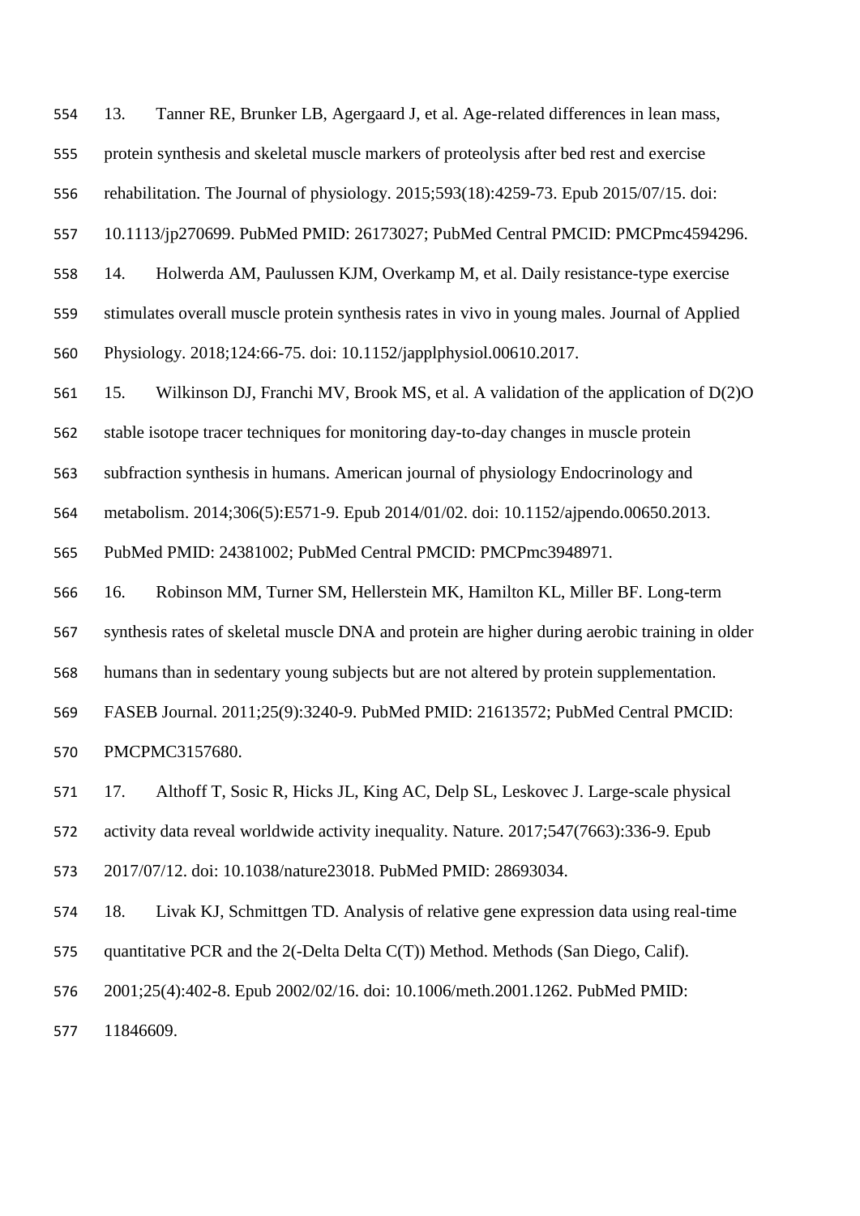13. Tanner RE, Brunker LB, Agergaard J, et al. Age-related differences in lean mass, protein synthesis and skeletal muscle markers of proteolysis after bed rest and exercise rehabilitation. The Journal of physiology. 2015;593(18):4259-73. Epub 2015/07/15. doi: 10.1113/jp270699. PubMed PMID: 26173027; PubMed Central PMCID: PMCPmc4594296.

14. Holwerda AM, Paulussen KJM, Overkamp M, et al. Daily resistance-type exercise stimulates overall muscle protein synthesis rates in vivo in young males. Journal of Applied Physiology. 2018;124:66-75. doi: 10.1152/japplphysiol.00610.2017.

15. Wilkinson DJ, Franchi MV, Brook MS, et al. A validation of the application of D(2)O stable isotope tracer techniques for monitoring day-to-day changes in muscle protein subfraction synthesis in humans. American journal of physiology Endocrinology and metabolism. 2014;306(5):E571-9. Epub 2014/01/02. doi: 10.1152/ajpendo.00650.2013. PubMed PMID: 24381002; PubMed Central PMCID: PMCPmc3948971.

16. Robinson MM, Turner SM, Hellerstein MK, Hamilton KL, Miller BF. Long-term synthesis rates of skeletal muscle DNA and protein are higher during aerobic training in older humans than in sedentary young subjects but are not altered by protein supplementation. FASEB Journal. 2011;25(9):3240-9. PubMed PMID: 21613572; PubMed Central PMCID: PMCPMC3157680.

17. Althoff T, Sosic R, Hicks JL, King AC, Delp SL, Leskovec J. Large-scale physical activity data reveal worldwide activity inequality. Nature. 2017;547(7663):336-9. Epub 2017/07/12. doi: 10.1038/nature23018. PubMed PMID: 28693034.

18. Livak KJ, Schmittgen TD. Analysis of relative gene expression data using real-time quantitative PCR and the 2(-Delta Delta C(T)) Method. Methods (San Diego, Calif). 2001;25(4):402-8. Epub 2002/02/16. doi: 10.1006/meth.2001.1262. PubMed PMID: 11846609.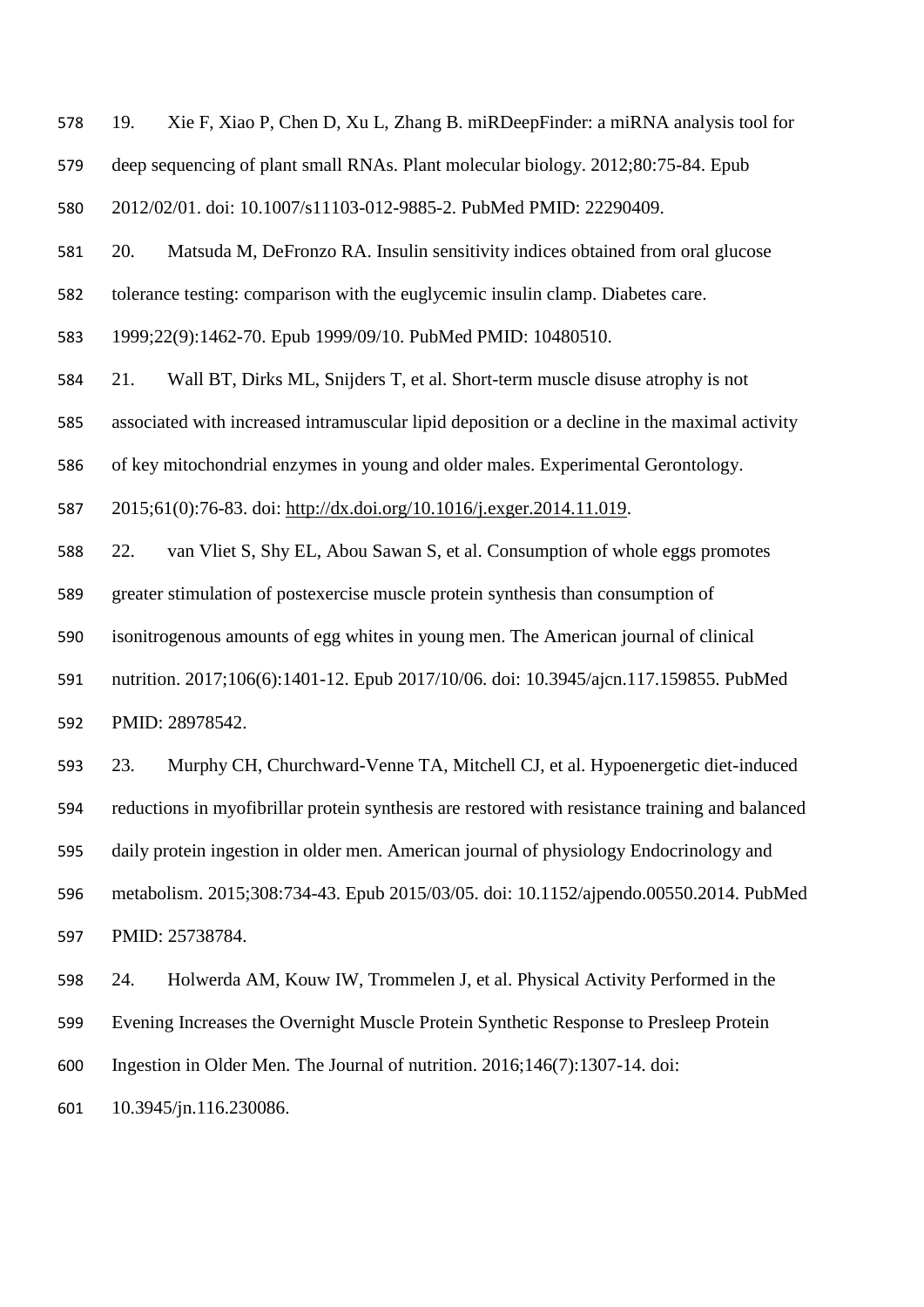19. Xie F, Xiao P, Chen D, Xu L, Zhang B. miRDeepFinder: a miRNA analysis tool for deep sequencing of plant small RNAs. Plant molecular biology. 2012;80:75-84. Epub 2012/02/01. doi: 10.1007/s11103-012-9885-2. PubMed PMID: 22290409.

20. Matsuda M, DeFronzo RA. Insulin sensitivity indices obtained from oral glucose tolerance testing: comparison with the euglycemic insulin clamp. Diabetes care. 1999;22(9):1462-70. Epub 1999/09/10. PubMed PMID: 10480510.

21. Wall BT, Dirks ML, Snijders T, et al. Short-term muscle disuse atrophy is not associated with increased intramuscular lipid deposition or a decline in the maximal activity of key mitochondrial enzymes in young and older males. Experimental Gerontology. 2015;61(0):76-83. doi: http://dx.doi.org/10.1016/j.exger.2014.11.019.

22. van Vliet S, Shy EL, Abou Sawan S, et al. Consumption of whole eggs promotes greater stimulation of postexercise muscle protein synthesis than consumption of isonitrogenous amounts of egg whites in young men. The American journal of clinical nutrition. 2017;106(6):1401-12. Epub 2017/10/06. doi: 10.3945/ajcn.117.159855. PubMed PMID: 28978542.

23. Murphy CH, Churchward-Venne TA, Mitchell CJ, et al. Hypoenergetic diet-induced reductions in myofibrillar protein synthesis are restored with resistance training and balanced daily protein ingestion in older men. American journal of physiology Endocrinology and metabolism. 2015;308:734-43. Epub 2015/03/05. doi: 10.1152/ajpendo.00550.2014. PubMed PMID: 25738784.

24. Holwerda AM, Kouw IW, Trommelen J, et al. Physical Activity Performed in the Evening Increases the Overnight Muscle Protein Synthetic Response to Presleep Protein Ingestion in Older Men. The Journal of nutrition. 2016;146(7):1307-14. doi: 10.3945/jn.116.230086.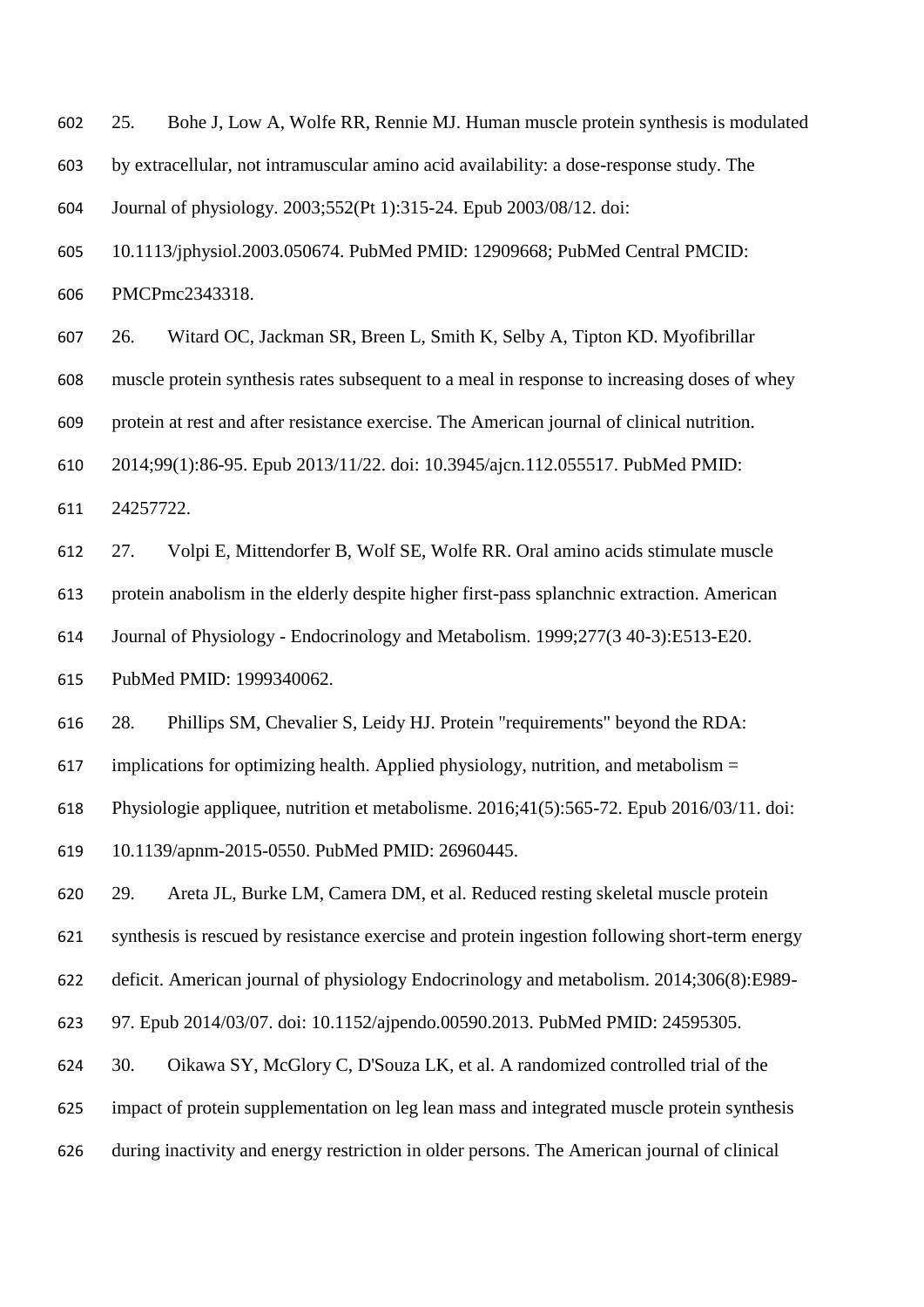25. Bohe J, Low A, Wolfe RR, Rennie MJ. Human muscle protein synthesis is modulated by extracellular, not intramuscular amino acid availability: a dose-response study. The Journal of physiology. 2003;552(Pt 1):315-24. Epub 2003/08/12. doi: 10.1113/jphysiol.2003.050674. PubMed PMID: 12909668; PubMed Central PMCID: PMCPmc2343318.

26. Witard OC, Jackman SR, Breen L, Smith K, Selby A, Tipton KD. Myofibrillar muscle protein synthesis rates subsequent to a meal in response to increasing doses of whey protein at rest and after resistance exercise. The American journal of clinical nutrition. 2014;99(1):86-95. Epub 2013/11/22. doi: 10.3945/ajcn.112.055517. PubMed PMID: 24257722.

27. Volpi E, Mittendorfer B, Wolf SE, Wolfe RR. Oral amino acids stimulate muscle protein anabolism in the elderly despite higher first-pass splanchnic extraction. American Journal of Physiology - Endocrinology and Metabolism. 1999;277(3 40-3):E513-E20. PubMed PMID: 1999340062.

28. Phillips SM, Chevalier S, Leidy HJ. Protein "requirements" beyond the RDA: implications for optimizing health. Applied physiology, nutrition, and metabolism = Physiologie appliquee, nutrition et metabolisme. 2016;41(5):565-72. Epub 2016/03/11. doi: 10.1139/apnm-2015-0550. PubMed PMID: 26960445.

29. Areta JL, Burke LM, Camera DM, et al. Reduced resting skeletal muscle protein synthesis is rescued by resistance exercise and protein ingestion following short-term energy deficit. American journal of physiology Endocrinology and metabolism. 2014;306(8):E989-97. Epub 2014/03/07. doi: 10.1152/ajpendo.00590.2013. PubMed PMID: 24595305.

30. Oikawa SY, McGlory C, D'Souza LK, et al. A randomized controlled trial of the impact of protein supplementation on leg lean mass and integrated muscle protein synthesis during inactivity and energy restriction in older persons. The American journal of clinical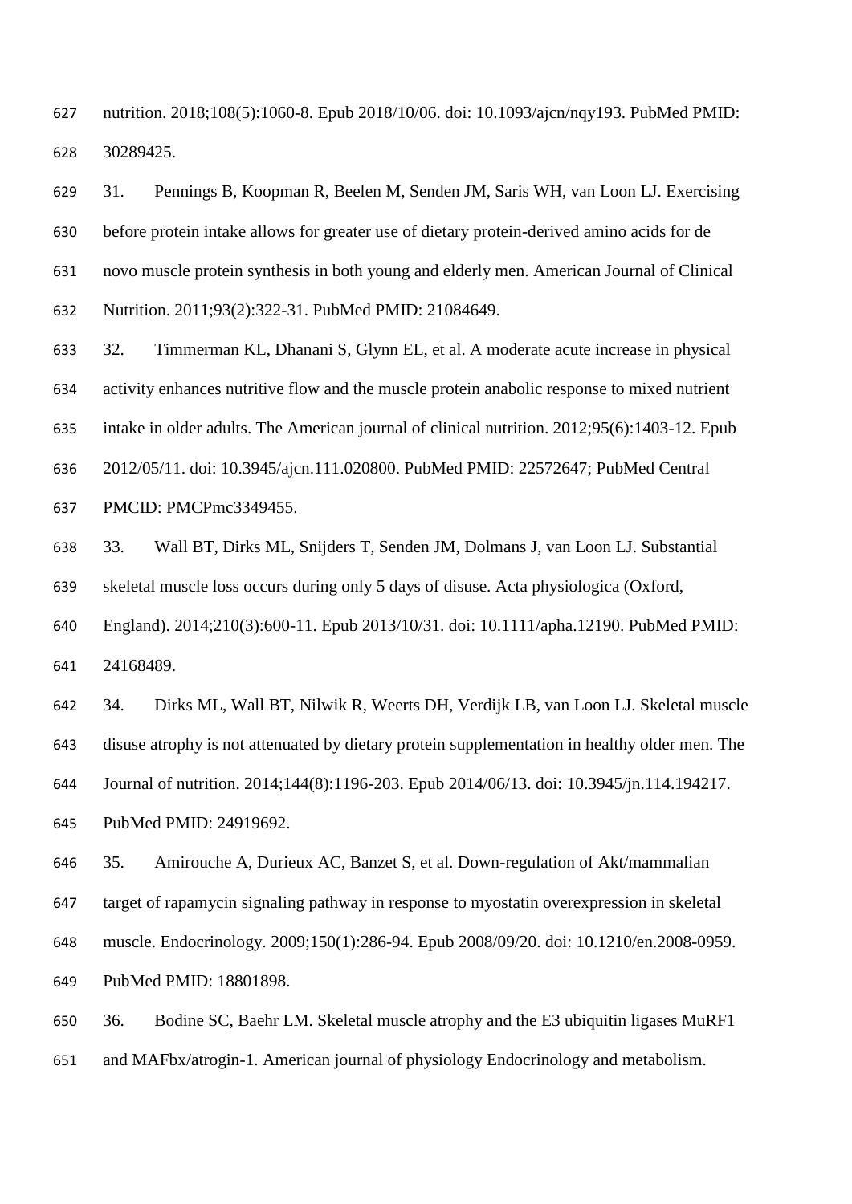nutrition. 2018;108(5):1060-8. Epub 2018/10/06. doi: 10.1093/ajcn/nqy193. PubMed PMID: 30289425.

31. Pennings B, Koopman R, Beelen M, Senden JM, Saris WH, van Loon LJ. Exercising before protein intake allows for greater use of dietary protein-derived amino acids for de novo muscle protein synthesis in both young and elderly men. American Journal of Clinical Nutrition. 2011;93(2):322-31. PubMed PMID: 21084649.

32. Timmerman KL, Dhanani S, Glynn EL, et al. A moderate acute increase in physical activity enhances nutritive flow and the muscle protein anabolic response to mixed nutrient intake in older adults. The American journal of clinical nutrition. 2012;95(6):1403-12. Epub 2012/05/11. doi: 10.3945/ajcn.111.020800. PubMed PMID: 22572647; PubMed Central PMCID: PMCPmc3349455.

33. Wall BT, Dirks ML, Snijders T, Senden JM, Dolmans J, van Loon LJ. Substantial skeletal muscle loss occurs during only 5 days of disuse. Acta physiologica (Oxford, England). 2014;210(3):600-11. Epub 2013/10/31. doi: 10.1111/apha.12190. PubMed PMID: 24168489.

34. Dirks ML, Wall BT, Nilwik R, Weerts DH, Verdijk LB, van Loon LJ. Skeletal muscle disuse atrophy is not attenuated by dietary protein supplementation in healthy older men. The Journal of nutrition. 2014;144(8):1196-203. Epub 2014/06/13. doi: 10.3945/jn.114.194217. PubMed PMID: 24919692.

35. Amirouche A, Durieux AC, Banzet S, et al. Down-regulation of Akt/mammalian target of rapamycin signaling pathway in response to myostatin overexpression in skeletal muscle. Endocrinology. 2009;150(1):286-94. Epub 2008/09/20. doi: 10.1210/en.2008-0959. PubMed PMID: 18801898.

36. Bodine SC, Baehr LM. Skeletal muscle atrophy and the E3 ubiquitin ligases MuRF1 and MAFbx/atrogin-1. American journal of physiology Endocrinology and metabolism.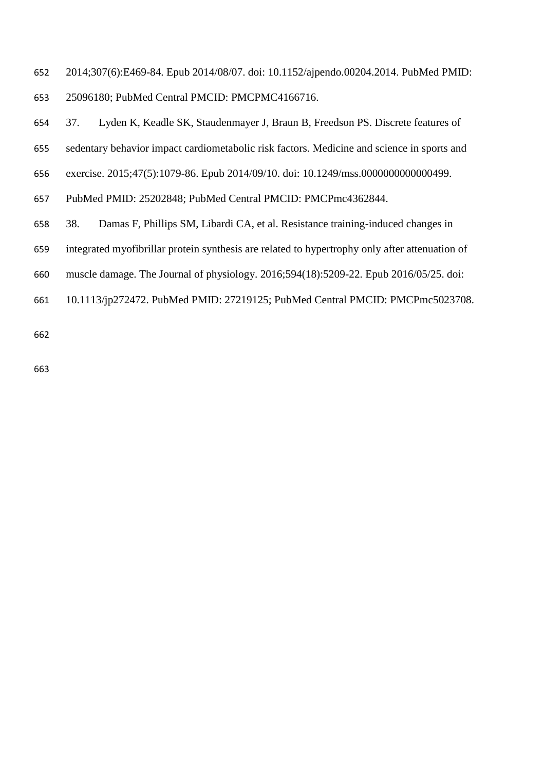2014;307(6):E469-84. Epub 2014/08/07. doi: 10.1152/ajpendo.00204.2014. PubMed PMID: 25096180; PubMed Central PMCID: PMCPMC4166716.

37. Lyden K, Keadle SK, Staudenmayer J, Braun B, Freedson PS. Discrete features of sedentary behavior impact cardiometabolic risk factors. Medicine and science in sports and exercise. 2015;47(5):1079-86. Epub 2014/09/10. doi: 10.1249/mss.0000000000000499. PubMed PMID: 25202848; PubMed Central PMCID: PMCPmc4362844.

38. Damas F, Phillips SM, Libardi CA, et al. Resistance training-induced changes in integrated myofibrillar protein synthesis are related to hypertrophy only after attenuation of muscle damage. The Journal of physiology. 2016;594(18):5209-22. Epub 2016/05/25. doi: 10.1113/jp272472. PubMed PMID: 27219125; PubMed Central PMCID: PMCPmc5023708.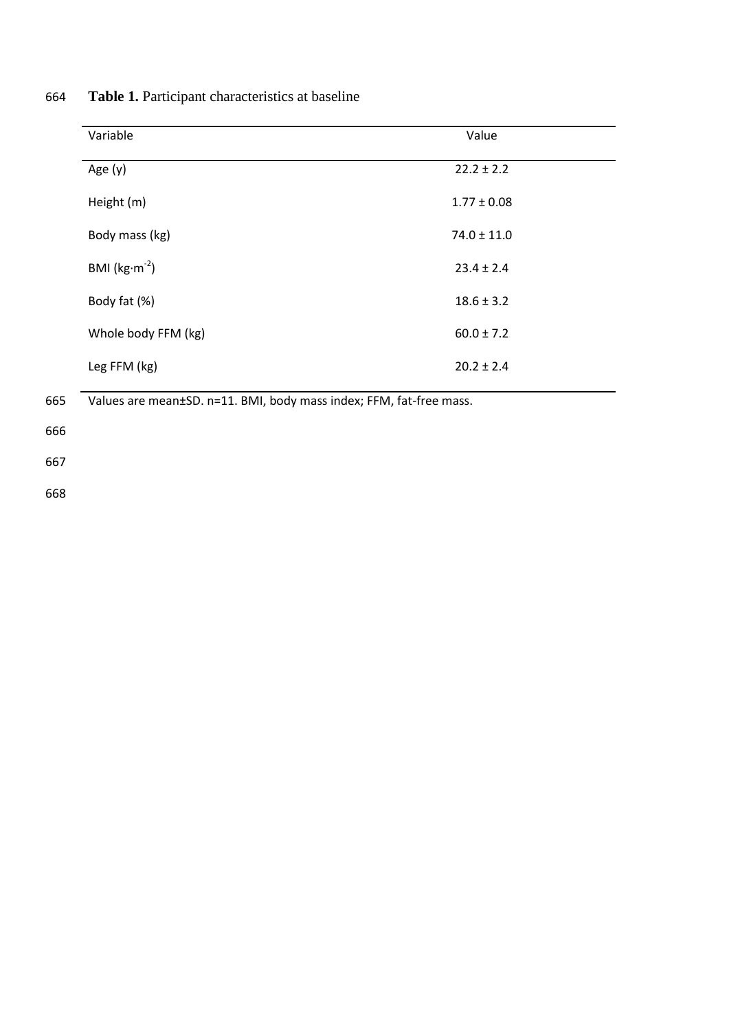**Table 1.** Participant characteristics at baseline

| Variable | Value |
|---|---|
| Age (y) | 22.2 ± 2.2 |
| Height (m) | 1.77 ± 0.08 |
| Body mass (kg) | 74.0 ± 11.0 |
| BMI ($kg \cdot m^{-2}$) | 23.4 ± 2.4 |
| Body fat (%) | 18.6 ± 3.2 |
| Whole body FFM (kg) | 60.0 ± 7.2 |
| Leg FFM (kg) | 20.2 ± 2.4 |

Values are mean±SD. n=11. BMI, body mass index; FFM, fat-free mass.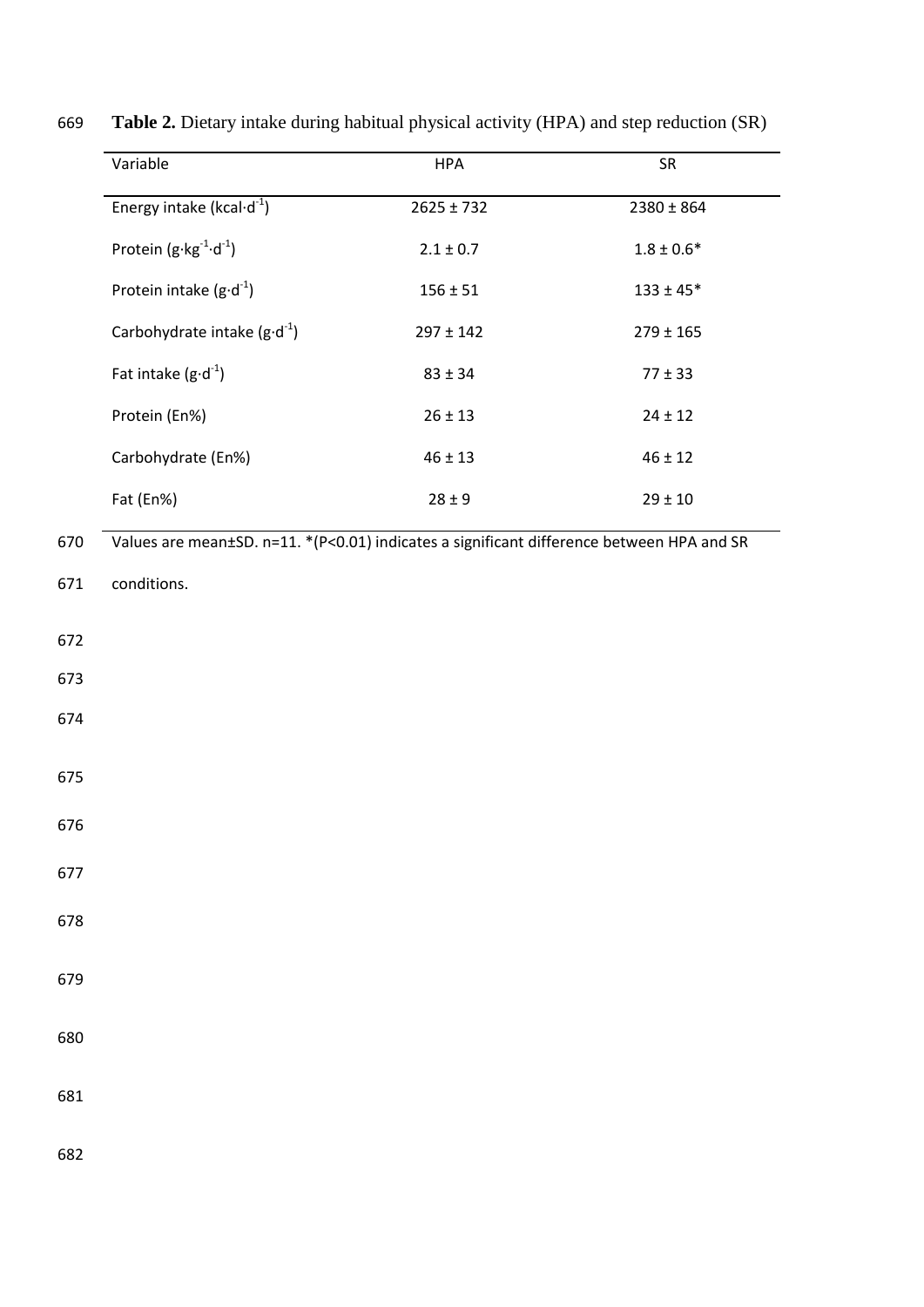**Table 2.** Dietary intake during habitual physical activity (HPA) and step reduction (SR)

| Variable | HPA | SR |
|---|---|---|
| Energy intake ($kcal \cdot d^{-1}$) | 2625 ± 732 | 2380 ± 864 |
| Protein ($g \cdot kg^{-1} \cdot d^{-1}$) | 2.1 ± 0.7 | 1.8 ± 0.6* |
| Protein intake ($g \cdot d^{-1}$) | 156 ± 51 | 133 ± 45* |
| Carbohydrate intake ($g \cdot d^{-1}$) | 297 ± 142 | 279 ± 165 |
| Fat intake ($g \cdot d^{-1}$) | 83 ± 34 | 77 ± 33 |
| Protein (En%) | 26 ± 13 | 24 ± 12 |
| Carbohydrate (En%) | 46 ± 13 | 46 ± 12 |
| Fat (En%) | 28 ± 9 | 29 ± 10 |

Values are mean±SD. n=11. *(P<0.01) indicates a significant difference between HPA and SR conditions.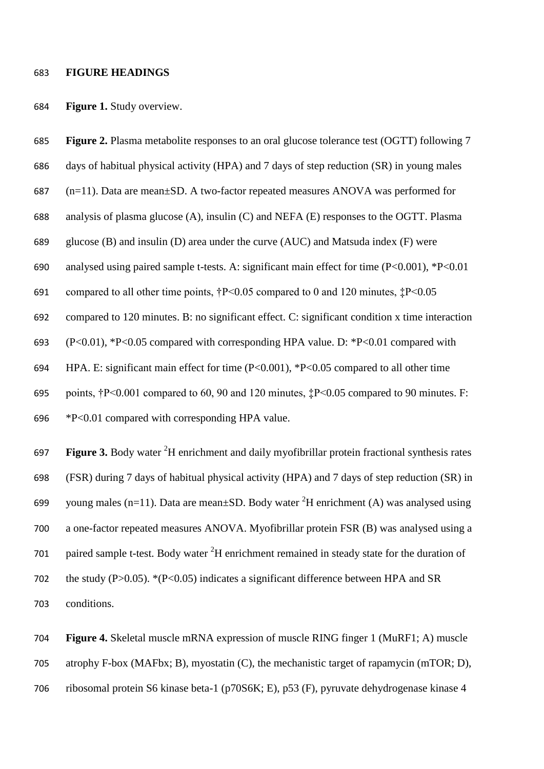## FIGURE HEADINGS

**Figure 1.** Study overview.

**Figure 2.** Plasma metabolite responses to an oral glucose tolerance test (OGTT) following 7 days of habitual physical activity (HPA) and 7 days of step reduction (SR) in young males (n=11). Data are mean±SD. A two-factor repeated measures ANOVA was performed for analysis of plasma glucose (A), insulin (C) and NEFA (E) responses to the OGTT. Plasma glucose (B) and insulin (D) area under the curve (AUC) and Matsuda index (F) were analysed using paired sample t-tests. A: significant main effect for time ($P<0.001$), \*$P<0.01$ compared to all other time points, †$P<0.05$ compared to 0 and 120 minutes, ‡$P<0.05$ compared to 120 minutes. B: no significant effect. C: significant condition x time interaction ($P<0.01$), \*$P<0.05$ compared with corresponding HPA value. D: \*$P<0.01$ compared with HPA. E: significant main effect for time ($P<0.001$), \*$P<0.05$ compared to all other time points, †$P<0.001$ compared to 60, 90 and 120 minutes, ‡$P<0.05$ compared to 90 minutes. F: \*$P<0.01$ compared with corresponding HPA value.

**Figure 3.** Body water $^{2}$H enrichment and daily myofibrillar protein fractional synthesis rates (FSR) during 7 days of habitual physical activity (HPA) and 7 days of step reduction (SR) in young males (n=11). Data are mean±SD. Body water $^{2}$H enrichment (A) was analysed using a one-factor repeated measures ANOVA. Myofibrillar protein FSR (B) was analysed using a paired sample t-test. Body water $^{2}$H enrichment remained in steady state for the duration of the study ($P>0.05$). \*($P<0.05$) indicates a significant difference between HPA and SR conditions.

**Figure 4.** Skeletal muscle mRNA expression of muscle RING finger 1 (MuRF1; A) muscle atrophy F-box (MAFbx; B), myostatin (C), the mechanistic target of rapamycin (mTOR; D), ribosomal protein S6 kinase beta-1 (p70S6K; E), p53 (F), pyruvate dehydrogenase kinase 4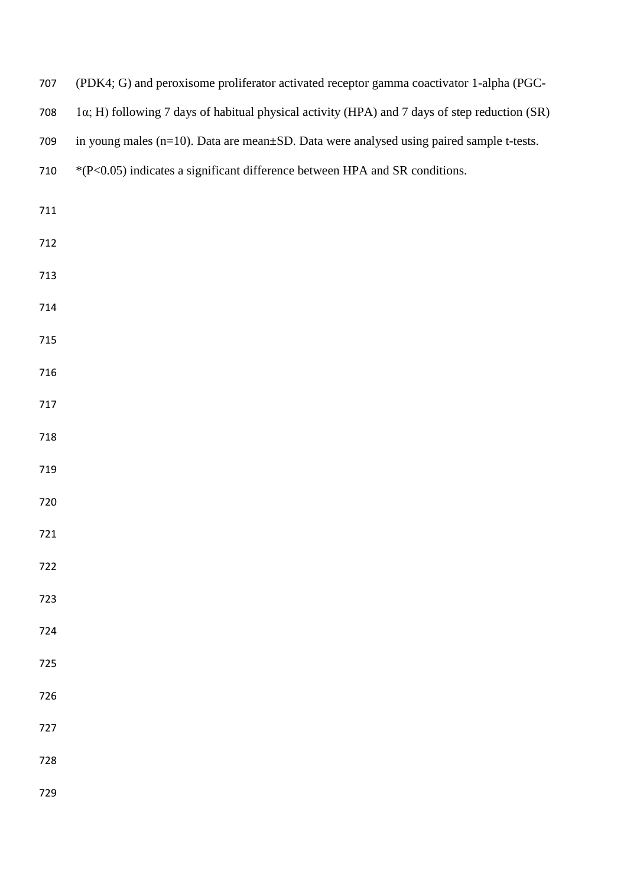(PDK4; G) and peroxisome proliferator activated receptor gamma coactivator 1-alpha (PGC-1α; H) following 7 days of habitual physical activity (HPA) and 7 days of step reduction (SR) in young males (n=10). Data are mean±SD. Data were analysed using paired sample t-tests. *($P<0.05$) indicates a significant difference between HPA and SR conditions.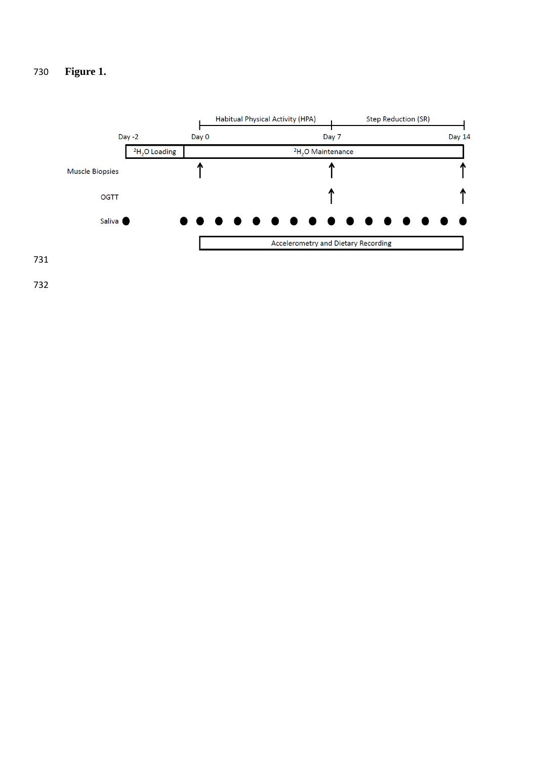**Figure 1.**

Habitual Physical Activity (HPA) | Step Reduction (SR)

Day -2 | Day 0 | Day 7 | Day 14

$^2H_2O$ Loading | $^2H_2O$ Maintenance

Muscle Biopsies

OGTT

Saliva

Accelerometry and Dietary Recording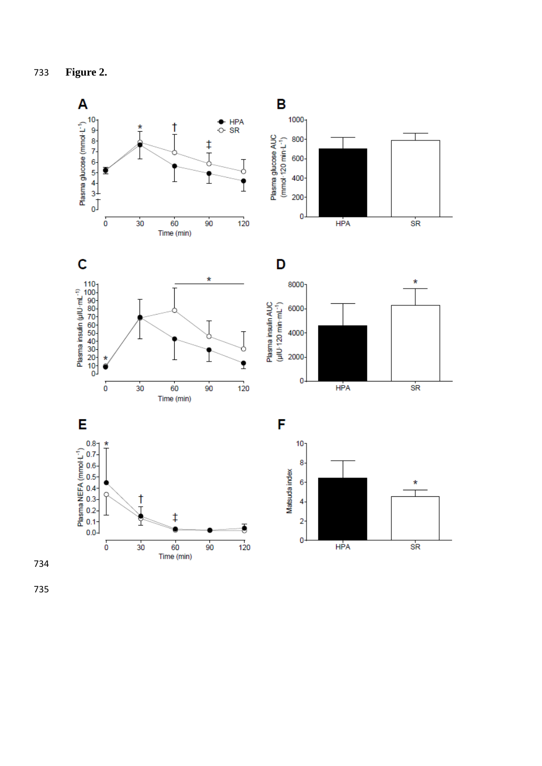**Figure 2.**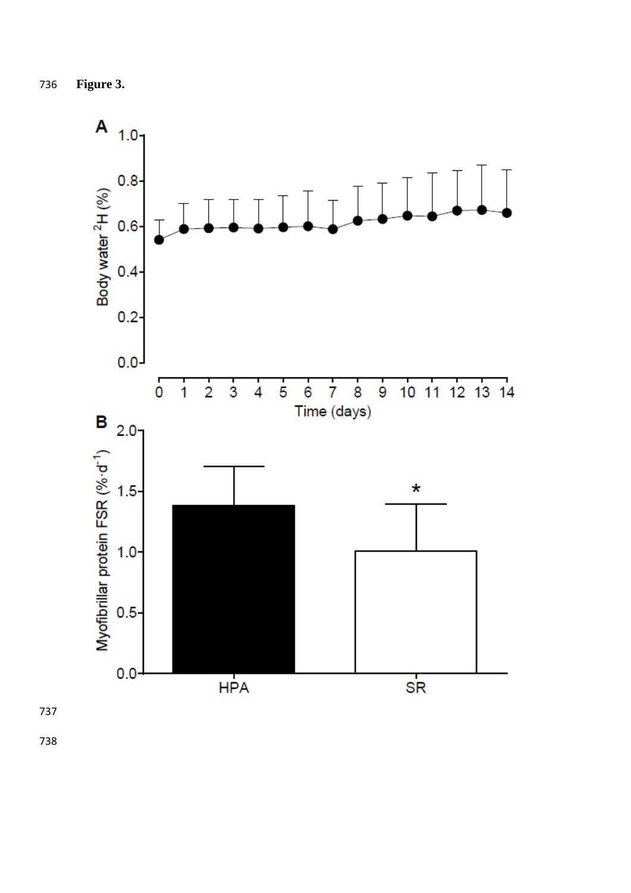**Figure 3.**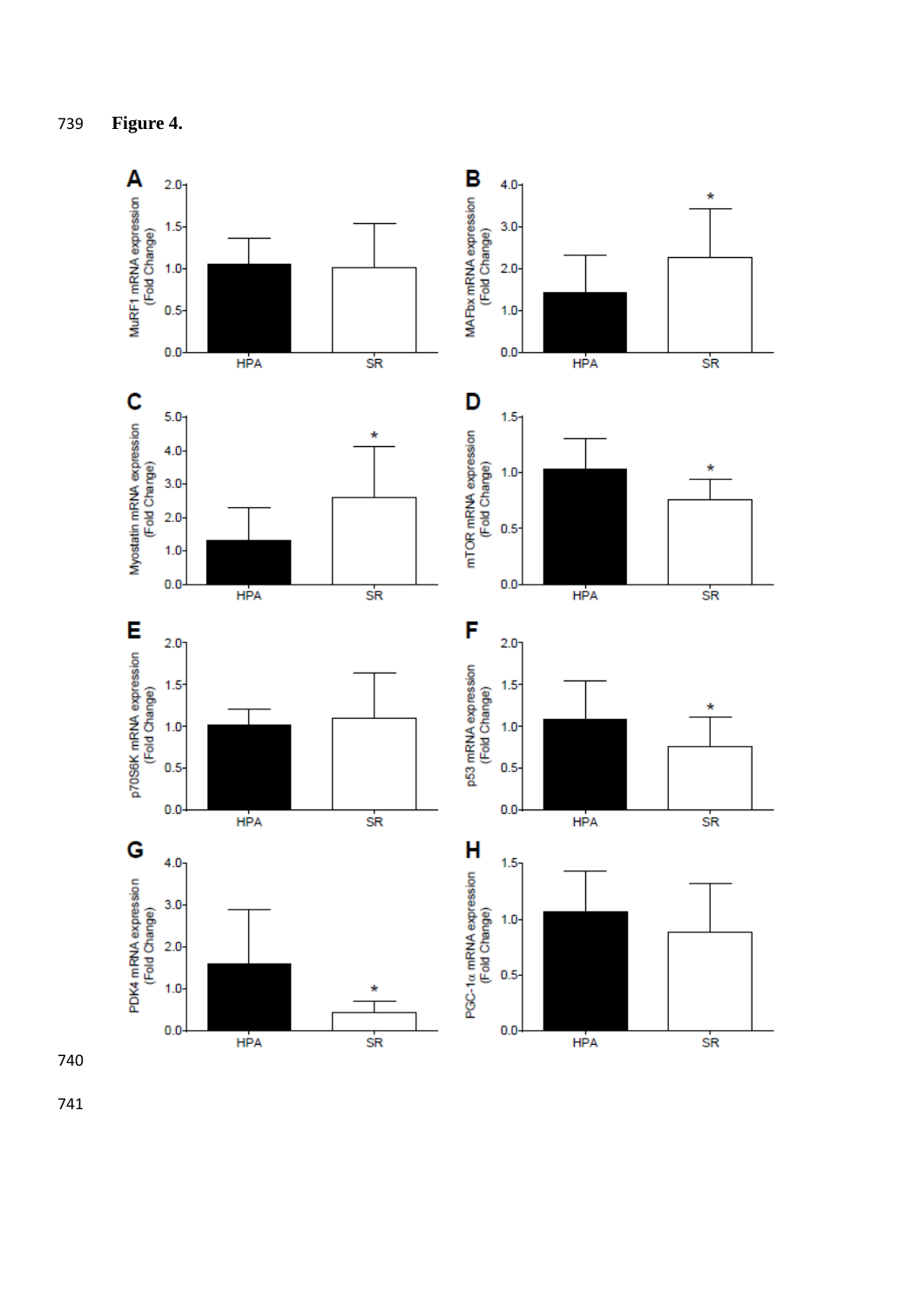**Figure 4.**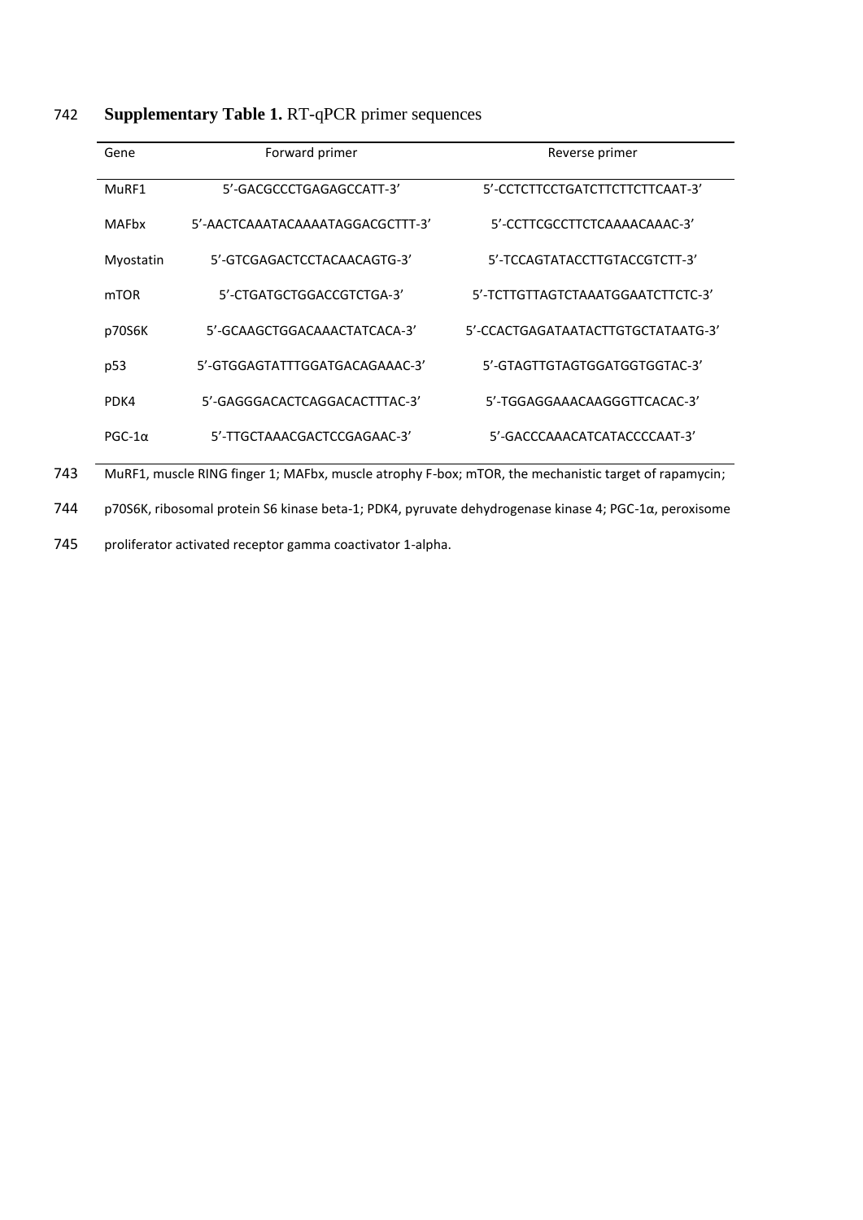**Supplementary Table 1.** RT-qPCR primer sequences

| Gene | Forward primer | Reverse primer |
|---|---|---|
| MuRF1 | 5'-GACGCCCTGAGAGCCATT-3' | 5'-CCTCTTCCTGATCTTCTTCTTCAAT-3' |
| MAFbx | 5'-AACTCAAATACAAAATAGGACGCTTT-3' | 5'-CCTTCGCCTTCTCAAAACAAAC-3' |
| Myostatin | 5'-GTCGAGACTCCTACAACAGTG-3' | 5'-TCCAGTATACCTTGTACCGTCTT-3' |
| mTOR | 5'-CTGATGCTGGACCGTCTGA-3' | 5'-TCTTGTTAGTCTAAATGGAATCTTCTC-3' |
| p70S6K | 5'-GCAAGCTGGACAAACTATCACA-3' | 5'-CCACTGAGATAATACTTGTGCTATAATG-3' |
| p53 | 5'-GTGGAGTATTTGGATGACAGAAAC-3' | 5'-GTAGTTGTAGTGGATGGTGGTAC-3' |
| PDK4 | 5'-GAGGGACACTCAGGACACTTTAC-3' | 5'-TGGAGGAAACAAGGGTTCACAC-3' |
| PGC-1α | 5'-TTGCTAAACGACTCCGAGAAC-3' | 5'-GACCCAAACATCATACCCCAAT-3' |

MuRF1, muscle RING finger 1; MAFbx, muscle atrophy F-box; mTOR, the mechanistic target of rapamycin; p70S6K, ribosomal protein S6 kinase beta-1; PDK4, pyruvate dehydrogenase kinase 4; PGC-1α, peroxisome proliferator activated receptor gamma coactivator 1-alpha.